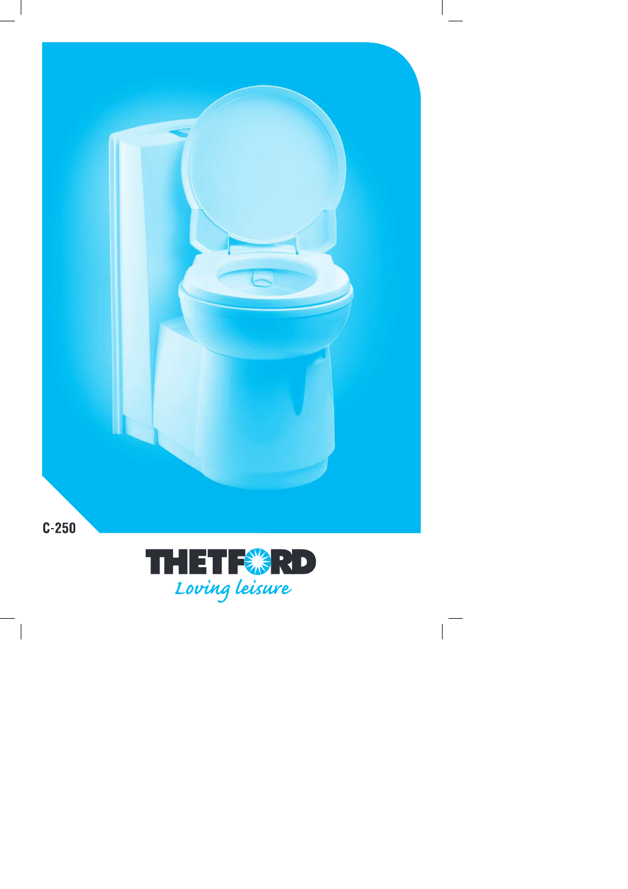C-250

THETFORD

*Loving leisure*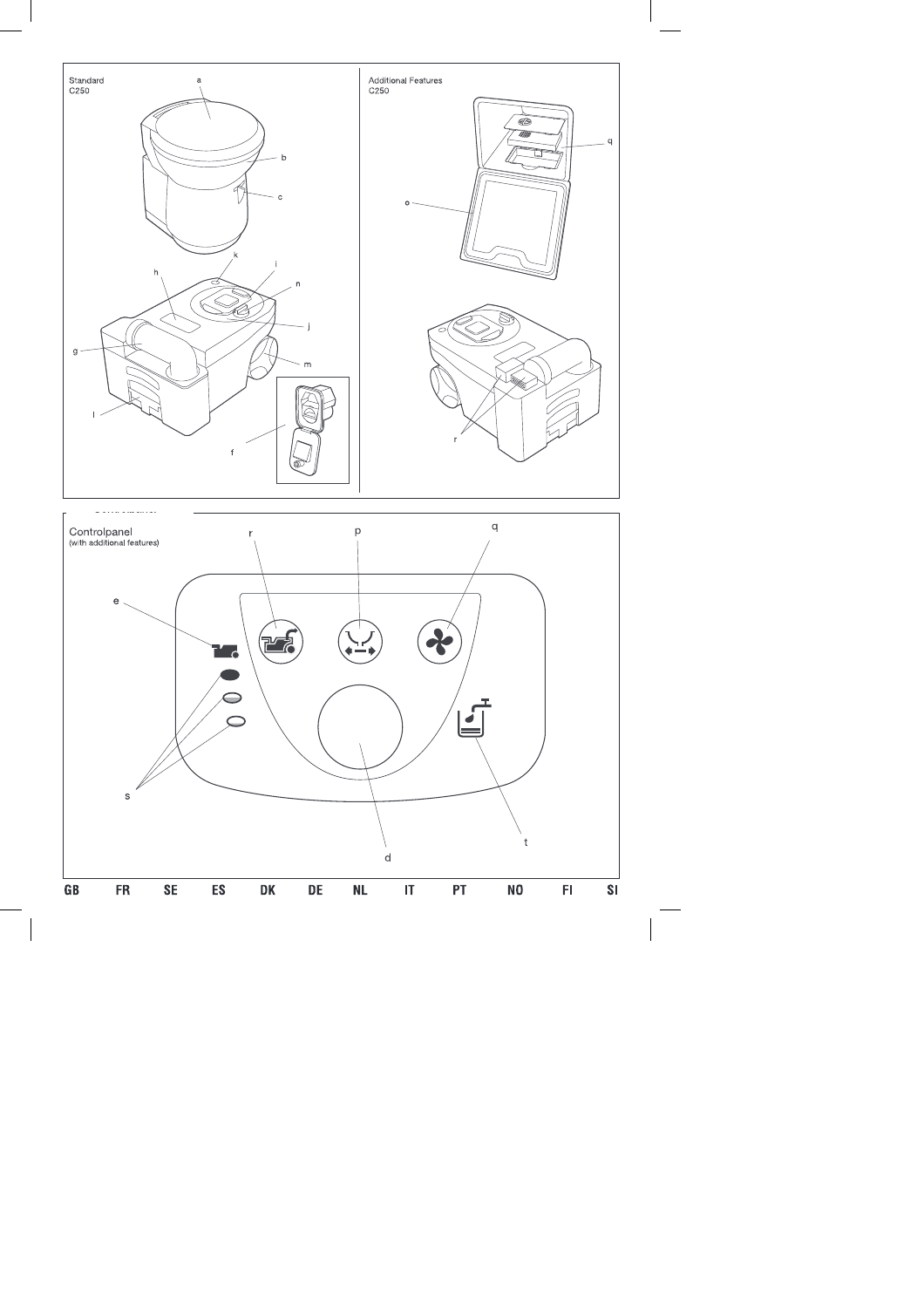Standard
C250

a

b

c

k

i

h

n

j

g

m

l

f

Additional Features
C250

q

o

r

Controlpanel
(with additional features)

r

p

q

e

s

d

t

GB FR SE ES DK DE NL IT PT NO FI SI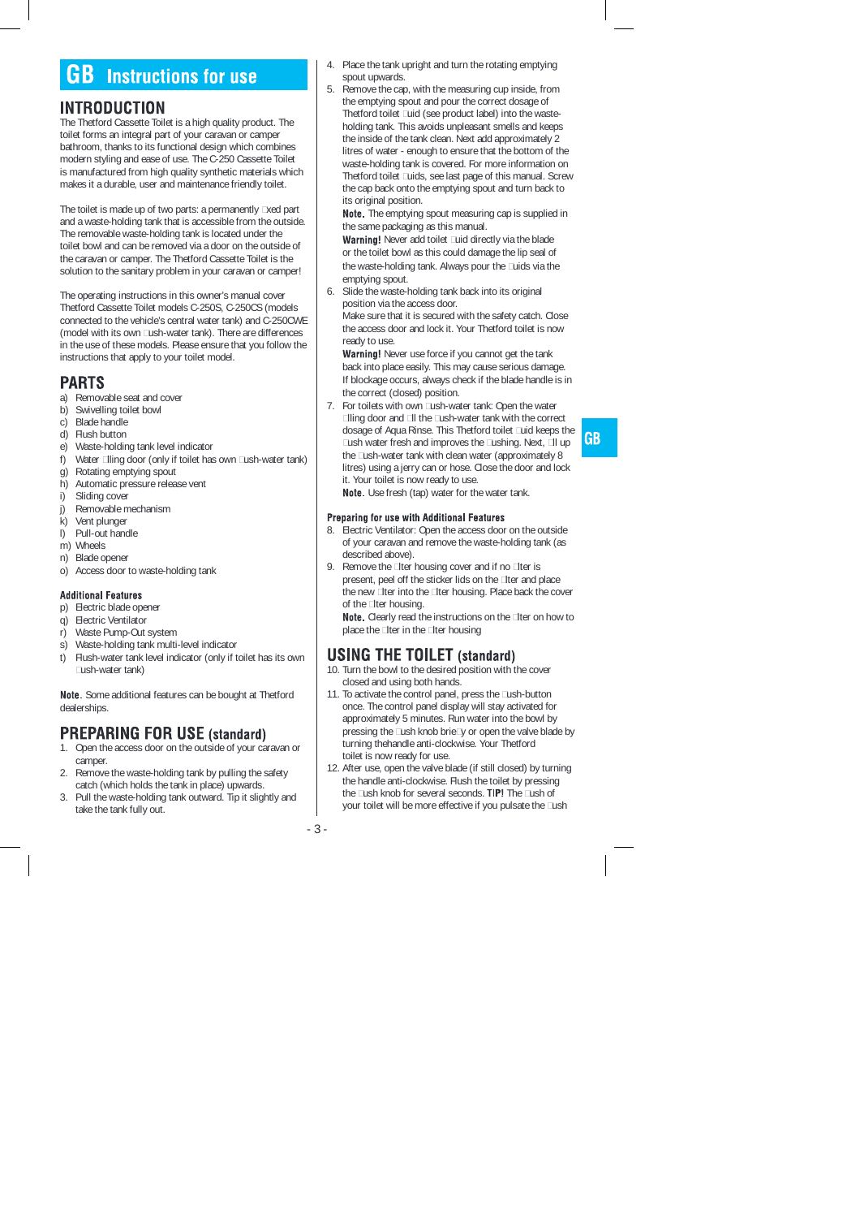# GB Instructions for use

## INTRODUCTION

The Thetford Cassette Toilet is a high quality product. The toilet forms an integral part of your caravan or camper bathroom, thanks to its functional design which combines modern styling and ease of use. The C-250 Cassette Toilet is manufactured from high quality synthetic materials which makes it a durable, user and maintenance friendly toilet.

The toilet is made up of two parts: a permanently fixed part and a waste-holding tank that is accessible from the outside. The removable waste-holding tank is located under the toilet bowl and can be removed via a door on the outside of the caravan or camper. The Thetford Cassette Toilet is the solution to the sanitary problem in your caravan or camper!

The operating instructions in this owner's manual cover Thetford Cassette Toilet models C-250S, C-250CS (models connected to the vehicle's central water tank) and C-250CWE (model with its own flush-water tank). There are differences in the use of these models. Please ensure that you follow the instructions that apply to your toilet model.

## PARTS

a) Removable seat and cover
b) Swivelling toilet bowl
c) Blade handle
d) Flush button
e) Waste-holding tank level indicator
f) Water filling door (only if toilet has own flush-water tank)
g) Rotating emptying spout
h) Automatic pressure release vent
i) Sliding cover
j) Removable mechanism
k) Vent plunger
l) Pull-out handle
m) Wheels
n) Blade opener
o) Access door to waste-holding tank

### Additional Features

p) Electric blade opener
q) Electric Ventilator
r) Waste Pump-Out system
s) Waste-holding tank multi-level indicator
t) Flush-water tank level indicator (only if toilet has its own flush-water tank)

**Note.** Some additional features can be bought at Thetford dealerships.

## PREPARING FOR USE (standard)

1. Open the access door on the outside of your caravan or camper.
2. Remove the waste-holding tank by pulling the safety catch (which holds the tank in place) upwards.
3. Pull the waste-holding tank outward. Tip it slightly and take the tank fully out.
4. Place the tank upright and turn the rotating emptying spout upwards.
5. Remove the cap, with the measuring cup inside, from the emptying spout and pour the correct dosage of Thetford toilet fluid (see product label) into the waste-holding tank. This avoids unpleasant smells and keeps the inside of the tank clean. Next add approximately 2 litres of water - enough to ensure that the bottom of the waste-holding tank is covered. For more information on Thetford toilet fluids, see last page of this manual. Screw the cap back onto the emptying spout and turn back to its original position.
   **Note.** The emptying spout measuring cap is supplied in the same packaging as this manual.
   **Warning!** Never add toilet fluid directly via the blade or the toilet bowl as this could damage the lip seal of the waste-holding tank. Always pour the fluids via the emptying spout.
6. Slide the waste-holding tank back into its original position via the access door.
   Make sure that it is secured with the safety catch. Close the access door and lock it. Your Thetford toilet is now ready to use.
   **Warning!** Never use force if you cannot get the tank back into place easily. This may cause serious damage. If blockage occurs, always check if the blade handle is in the correct (closed) position.
7. For toilets with own flush-water tank: Open the water filling door and fill the flush-water tank with the correct dosage of Aqua Rinse. This Thetford toilet fluid keeps the flush water fresh and improves the flushing. Next, fill up the flush-water tank with clean water (approximately 8 litres) using a jerry can or hose. Close the door and lock it. Your toilet is now ready for use.
   **Note.** Use fresh (tap) water for the water tank.

### Preparing for use with Additional Features

8. Electric Ventilator: Open the access door on the outside of your caravan and remove the waste-holding tank (as described above).
9. Remove the filter housing cover and if no filter is present, peel off the sticker lids on the filter and place the new filter into the filter housing. Place back the cover of the filter housing.
   **Note.** Clearly read the instructions on the filter on how to place the filter in the filter housing

## USING THE TOILET (standard)

10. Turn the bowl to the desired position with the cover closed and using both hands.
11. To activate the control panel, press the flush-button once. The control panel display will stay activated for approximately 5 minutes. Run water into the bowl by pressing the flush knob briefly or open the valve blade by turning thehandle anti-clockwise. Your Thetford toilet is now ready for use.
12. After use, open the valve blade (if still closed) by turning the handle anti-clockwise. Flush the toilet by pressing the flush knob for several seconds. **TIP!** The flush of your toilet will be more effective if you pulsate the flush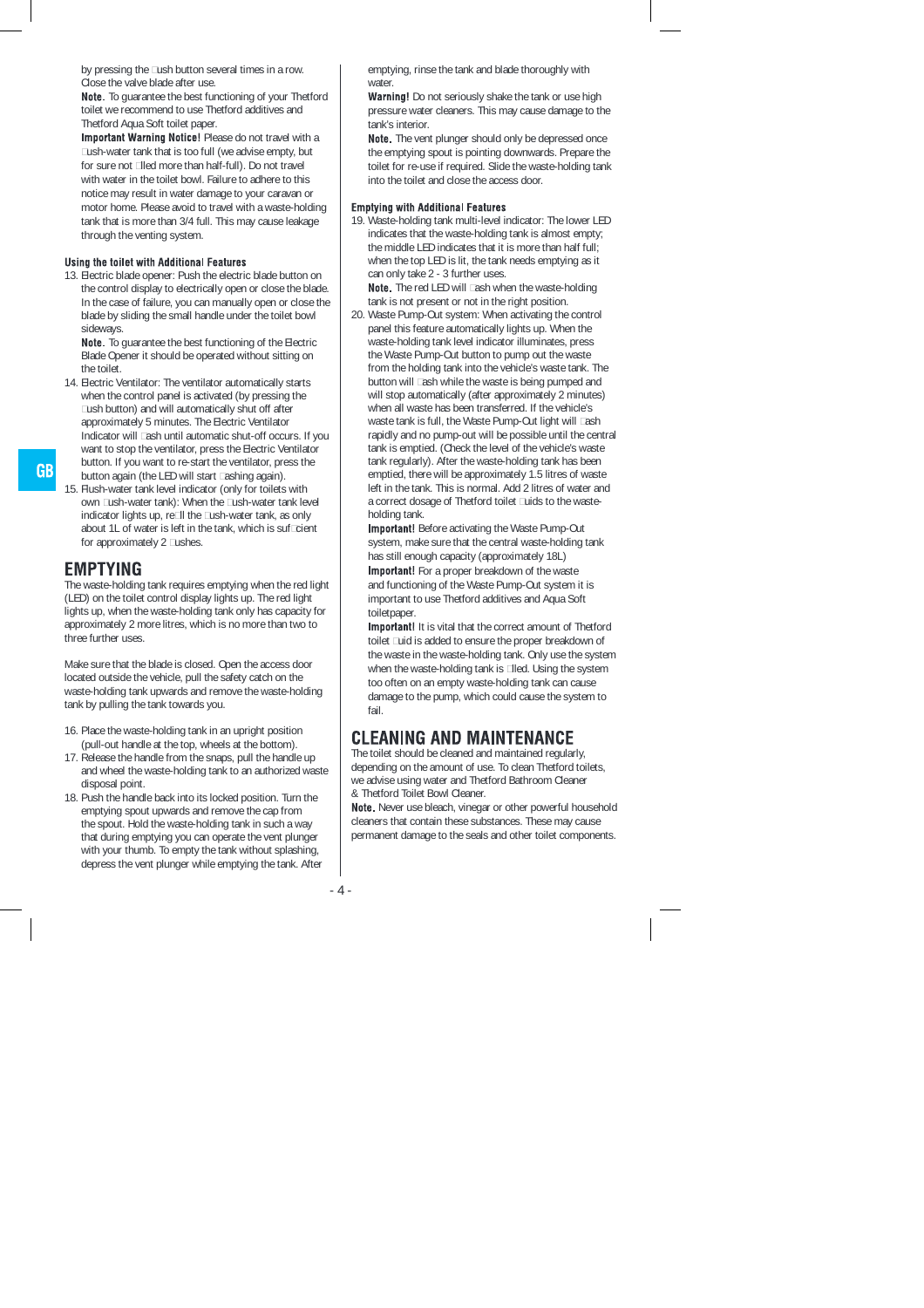by pressing the flush button several times in a row. Close the valve blade after use.

**Note.** To guarantee the best functioning of your Thetford toilet we recommend to use Thetford additives and Thetford Aqua Soft toilet paper.

**Important Warning Notice!** Please do not travel with a flush-water tank that is too full (we advise empty, but for sure not filled more than half-full). Do not travel with water in the toilet bowl. Failure to adhere to this notice may result in water damage to your caravan or motor home. Please avoid to travel with a waste-holding tank that is more than 3/4 full. This may cause leakage through the venting system.

### Using the toilet with Additional Features

13. Electric blade opener: Push the electric blade button on the control display to electrically open or close the blade. In the case of failure, you can manually open or close the blade by sliding the small handle under the toilet bowl sideways.

    **Note.** To guarantee the best functioning of the Electric Blade Opener it should be operated without sitting on the toilet.

14. Electric Ventilator: The ventilator automatically starts when the control panel is activated (by pressing the flush button) and will automatically shut off after approximately 5 minutes. The Electric Ventilator Indicator will flash until automatic shut-off occurs. If you want to stop the ventilator, press the Electric Ventilator button. If you want to re-start the ventilator, press the button again (the LED will start flashing again).
15. Flush-water tank level indicator (only for toilets with own flush-water tank): When the flush-water tank level indicator lights up, refill the flush-water tank, as only about 1L of water is left in the tank, which is sufficient for approximately 2 flushes.

## EMPTYING

The waste-holding tank requires emptying when the red light (LED) on the toilet control display lights up. The red light lights up, when the waste-holding tank only has capacity for approximately 2 more litres, which is no more than two to three further uses.

Make sure that the blade is closed. Open the access door located outside the vehicle, pull the safety catch on the waste-holding tank upwards and remove the waste-holding tank by pulling the tank towards you.

16. Place the waste-holding tank in an upright position (pull-out handle at the top, wheels at the bottom).
17. Release the handle from the snaps, pull the handle up and wheel the waste-holding tank to an authorized waste disposal point.
18. Push the handle back into its locked position. Turn the emptying spout upwards and remove the cap from the spout. Hold the waste-holding tank in such a way that during emptying you can operate the vent plunger with your thumb. To empty the tank without splashing, depress the vent plunger while emptying the tank. After emptying, rinse the tank and blade thoroughly with water.

    **Warning!** Do not seriously shake the tank or use high pressure water cleaners. This may cause damage to the tank's interior.

    **Note.** The vent plunger should only be depressed once the emptying spout is pointing downwards. Prepare the toilet for re-use if required. Slide the waste-holding tank into the toilet and close the access door.

### Emptying with Additional Features

19. Waste-holding tank multi-level indicator: The lower LED indicates that the waste-holding tank is almost empty; the middle LED indicates that it is more than half full; when the top LED is lit, the tank needs emptying as it can only take 2 - 3 further uses.

    **Note.** The red LED will flash when the waste-holding tank is not present or not in the right position.

20. Waste Pump-Out system: When activating the control panel this feature automatically lights up. When the waste-holding tank level indicator illuminates, press the Waste Pump-Out button to pump out the waste from the holding tank into the vehicle's waste tank. The button will flash while the waste is being pumped and will stop automatically (after approximately 2 minutes) when all waste has been transferred. If the vehicle's waste tank is full, the Waste Pump-Out light will flash rapidly and no pump-out will be possible until the central tank is emptied. (Check the level of the vehicle's waste tank regularly). After the waste-holding tank has been emptied, there will be approximately 1.5 litres of waste left in the tank. This is normal. Add 2 litres of water and a correct dosage of Thetford toilet fluids to the waste-holding tank.

    **Important!** Before activating the Waste Pump-Out system, make sure that the central waste-holding tank has still enough capacity (approximately 18L)

    **Important!** For a proper breakdown of the waste and functioning of the Waste Pump-Out system it is important to use Thetford additives and Aqua Soft toiletpaper.

    **Important!** It is vital that the correct amount of Thetford toilet fluid is added to ensure the proper breakdown of the waste in the waste-holding tank. Only use the system when the waste-holding tank is filled. Using the system too often on an empty waste-holding tank can cause damage to the pump, which could cause the system to fail.

## CLEANING AND MAINTENANCE

The toilet should be cleaned and maintained regularly, depending on the amount of use. To clean Thetford toilets, we advise using water and Thetford Bathroom Cleaner & Thetford Toilet Bowl Cleaner.

**Note.** Never use bleach, vinegar or other powerful household cleaners that contain these substances. These may cause permanent damage to the seals and other toilet components.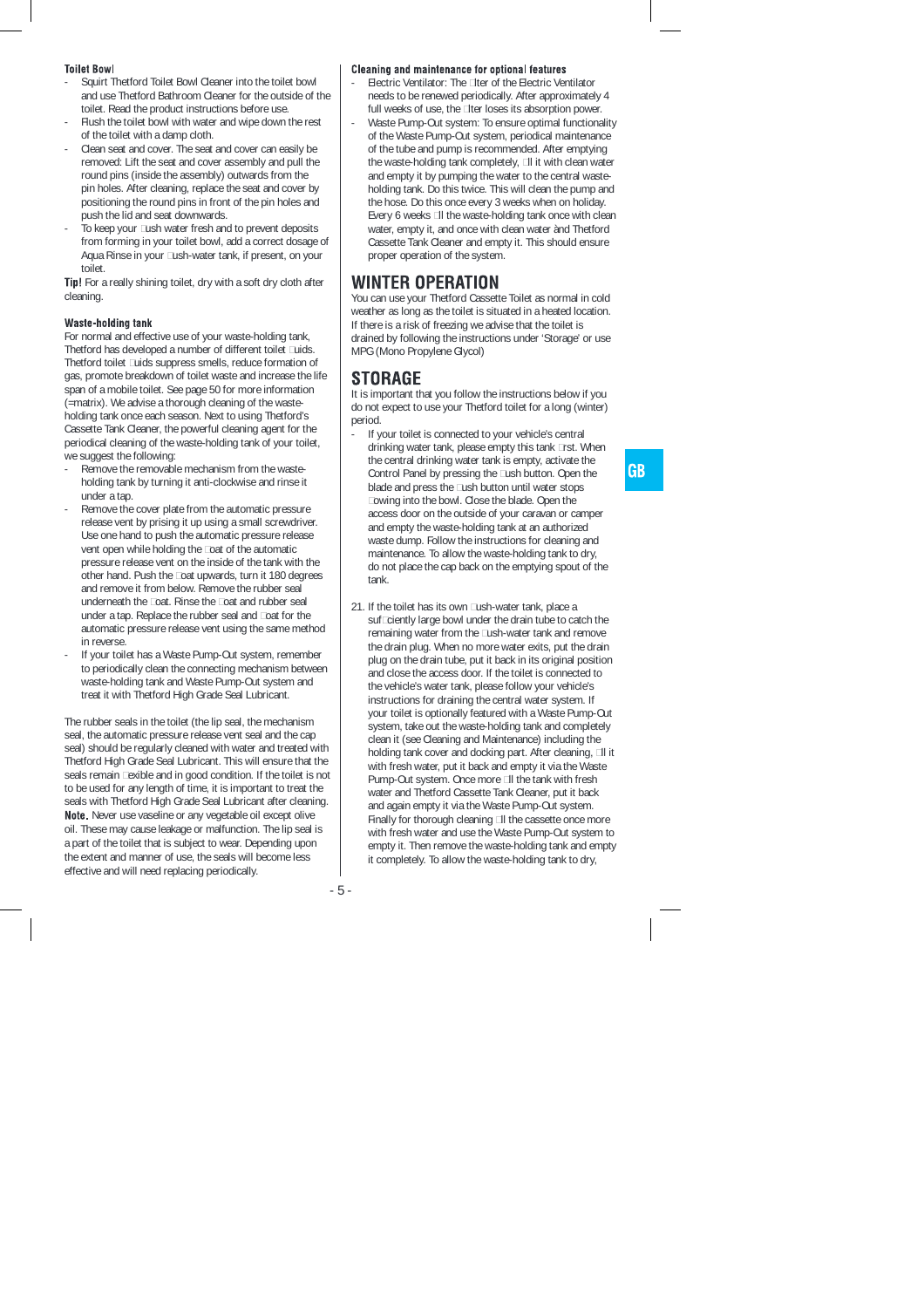### Toilet Bowl

- Squirt Thetford Toilet Bowl Cleaner into the toilet bowl and use Thetford Bathroom Cleaner for the outside of the toilet. Read the product instructions before use.
- Flush the toilet bowl with water and wipe down the rest of the toilet with a damp cloth.
- Clean seat and cover. The seat and cover can easily be removed: Lift the seat and cover assembly and pull the round pins (inside the assembly) outwards from the pin holes. After cleaning, replace the seat and cover by positioning the round pins in front of the pin holes and push the lid and seat downwards.
- To keep your flush water fresh and to prevent deposits from forming in your toilet bowl, add a correct dosage of Aqua Rinse in your flush-water tank, if present, on your toilet.

**Tip!** For a really shining toilet, dry with a soft dry cloth after cleaning.

### Waste-holding tank

For normal and effective use of your waste-holding tank, Thetford has developed a number of different toilet fluids. Thetford toilet fluids suppress smells, reduce formation of gas, promote breakdown of toilet waste and increase the life span of a mobile toilet. See page 50 for more information (=matrix). We advise a thorough cleaning of the waste-holding tank once each season. Next to using Thetford's Cassette Tank Cleaner, the powerful cleaning agent for the periodical cleaning of the waste-holding tank of your toilet, we suggest the following:

- Remove the removable mechanism from the waste-holding tank by turning it anti-clockwise and rinse it under a tap.
- Remove the cover plate from the automatic pressure release vent by prising it up using a small screwdriver. Use one hand to push the automatic pressure release vent open while holding the float of the automatic pressure release vent on the inside of the tank with the other hand. Push the float upwards, turn it 180 degrees and remove it from below. Remove the rubber seal underneath the float. Rinse the float and rubber seal under a tap. Replace the rubber seal and float for the automatic pressure release vent using the same method in reverse.
- If your toilet has a Waste Pump-Out system, remember to periodically clean the connecting mechanism between waste-holding tank and Waste Pump-Out system and treat it with Thetford High Grade Seal Lubricant.

The rubber seals in the toilet (the lip seal, the mechanism seal, the automatic pressure release vent seal and the cap seal) should be regularly cleaned with water and treated with Thetford High Grade Seal Lubricant. This will ensure that the seals remain flexible and in good condition. If the toilet is not to be used for any length of time, it is important to treat the seals with Thetford High Grade Seal Lubricant after cleaning.

**Note.** Never use vaseline or any vegetable oil except olive oil. These may cause leakage or malfunction. The lip seal is a part of the toilet that is subject to wear. Depending upon the extent and manner of use, the seals will become less effective and will need replacing periodically.

### Cleaning and maintenance for optional features

- Electric Ventilator: The filter of the Electric Ventilator needs to be renewed periodically. After approximately 4 full weeks of use, the filter loses its absorption power.
- Waste Pump-Out system: To ensure optimal functionality of the Waste Pump-Out system, periodical maintenance of the tube and pump is recommended. After emptying the waste-holding tank completely, fill it with clean water and empty it by pumping the water to the central waste-holding tank. Do this twice. This will clean the pump and the hose. Do this once every 3 weeks when on holiday. Every 6 weeks fill the waste-holding tank once with clean water, empty it, and once with clean water ànd Thetford Cassette Tank Cleaner and empty it. This should ensure proper operation of the system.

## WINTER OPERATION

You can use your Thetford Cassette Toilet as normal in cold weather as long as the toilet is situated in a heated location. If there is a risk of freezing we advise that the toilet is drained by following the instructions under 'Storage' or use MPG (Mono Propylene Glycol)

## STORAGE

It is important that you follow the instructions below if you do not expect to use your Thetford toilet for a long (winter) period.

- If your toilet is connected to your vehicle's central drinking water tank, please empty this tank first. When the central drinking water tank is empty, activate the Control Panel by pressing the flush button. Open the blade and press the flush button until water stops flowing into the bowl. Close the blade. Open the access door on the outside of your caravan or camper and empty the waste-holding tank at an authorized waste dump. Follow the instructions for cleaning and maintenance. To allow the waste-holding tank to dry, do not place the cap back on the emptying spout of the tank.

21. If the toilet has its own flush-water tank, place a sufficiently large bowl under the drain tube to catch the remaining water from the flush-water tank and remove the drain plug. When no more water exits, put the drain plug on the drain tube, put it back in its original position and close the access door. If the toilet is connected to the vehicle's water tank, please follow your vehicle's instructions for draining the central water system. If your toilet is optionally featured with a Waste Pump-Out system, take out the waste-holding tank and completely clean it (see Cleaning and Maintenance) including the holding tank cover and docking part. After cleaning, fill it with fresh water, put it back and empty it via the Waste Pump-Out system. Once more fill the tank with fresh water and Thetford Cassette Tank Cleaner, put it back and again empty it via the Waste Pump-Out system. Finally for thorough cleaning fill the cassette once more with fresh water and use the Waste Pump-Out system to empty it. Then remove the waste-holding tank and empty it completely. To allow the waste-holding tank to dry,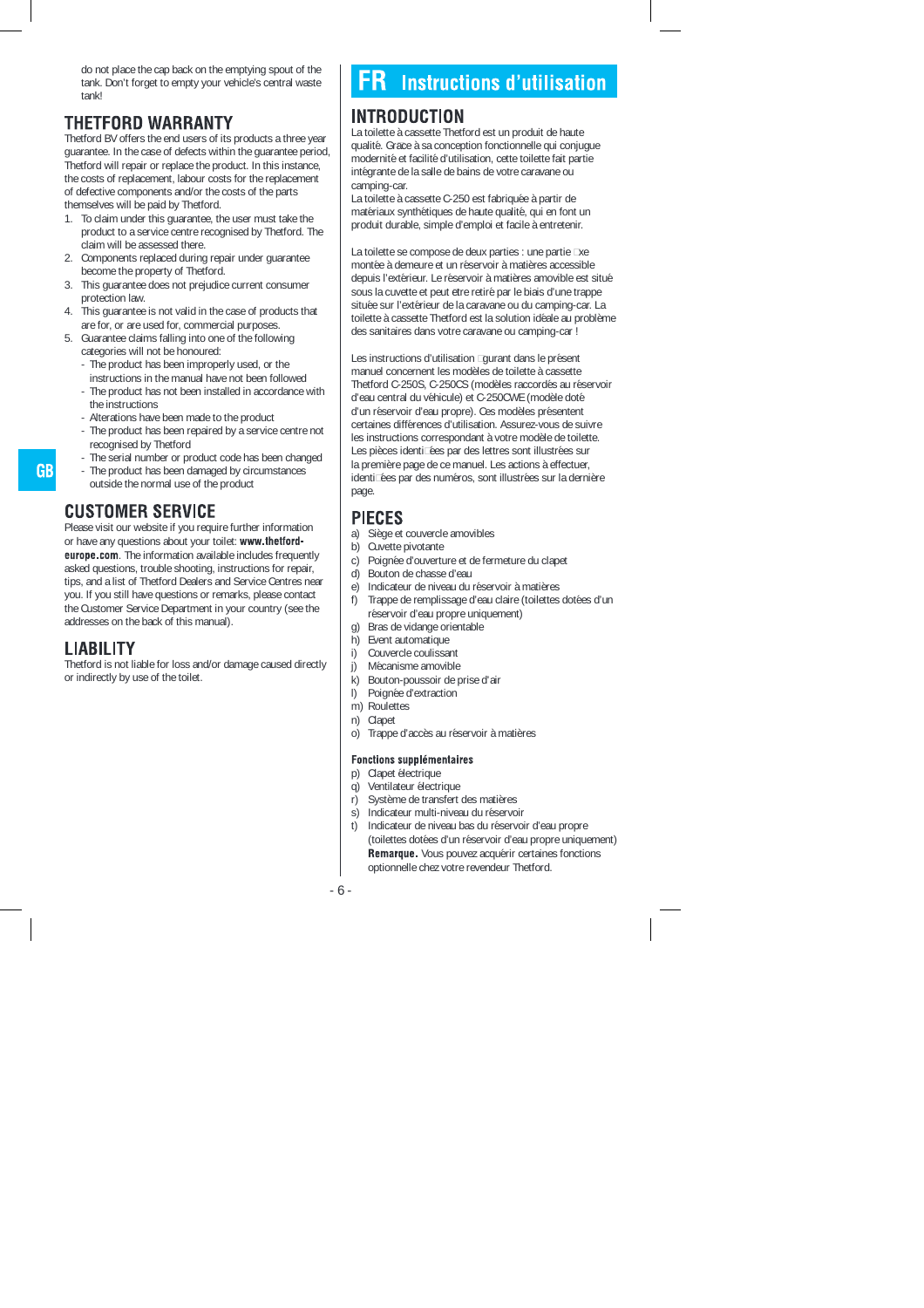do not place the cap back on the emptying spout of the tank. Don't forget to empty your vehicle's central waste tank!

## THETFORD WARRANTY

Thetford BV offers the end users of its products a three year guarantee. In the case of defects within the guarantee period, Thetford will repair or replace the product. In this instance, the costs of replacement, labour costs for the replacement of defective components and/or the costs of the parts themselves will be paid by Thetford.

1. To claim under this guarantee, the user must take the product to a service centre recognised by Thetford. The claim will be assessed there.
2. Components replaced during repair under guarantee become the property of Thetford.
3. This guarantee does not prejudice current consumer protection law.
4. This guarantee is not valid in the case of products that are for, or are used for, commercial purposes.
5. Guarantee claims falling into one of the following categories will not be honoured:
   - The product has been improperly used, or the instructions in the manual have not been followed
   - The product has not been installed in accordance with the instructions
   - Alterations have been made to the product
   - The product has been repaired by a service centre not recognised by Thetford
   - The serial number or product code has been changed
   - The product has been damaged by circumstances outside the normal use of the product

## CUSTOMER SERVICE

Please visit our website if you require further information or have any questions about your toilet: **www.thetford-europe.com**. The information available includes frequently asked questions, trouble shooting, instructions for repair, tips, and a list of Thetford Dealers and Service Centres near you. If you still have questions or remarks, please contact the Customer Service Department in your country (see the addresses on the back of this manual).

## LIABILITY

Thetford is not liable for loss and/or damage caused directly or indirectly by use of the toilet.

# FR Instructions d'utilisation

## INTRODUCTION

La toilette à cassette Thetford est un produit de haute qualité. Grace à sa conception fonctionnelle qui conjugue modernité et facilité d'utilisation, cette toilette fait partie intégrante de la salle de bains de votre caravane ou camping-car.
La toilette à cassette C-250 est fabriquée à partir de matériaux synthétiques de haute qualité, qui en font un produit durable, simple d'emploi et facile à entretenir.

La toilette se compose de deux parties : une partie fixe montée à demeure et un réservoir à matières accessible depuis l'extérieur. Le réservoir à matières amovible est situé sous la cuvette et peut etre retiré par le biais d'une trappe située sur l'extérieur de la caravane ou du camping-car. La toilette à cassette Thetford est la solution idéale au problème des sanitaires dans votre caravane ou camping-car !

Les instructions d'utilisation figurant dans le présent manuel concernent les modèles de toilette à cassette Thetford C-250S, C-250CS (modèles raccordés au réservoir d'eau central du véhicule) et C-250CWE (modèle doté d'un réservoir d'eau propre). Ces modèles présentent certaines différences d'utilisation. Assurez-vous de suivre les instructions correspondant à votre modèle de toilette. Les pièces identifiées par des lettres sont illustrées sur la première page de ce manuel. Les actions à effectuer, identifiées par des numéros, sont illustrées sur la dernière page.

## PIECES

a) Siège et couvercle amovibles
b) Cuvette pivotante
c) Poignée d'ouverture et de fermeture du clapet
d) Bouton de chasse d'eau
e) Indicateur de niveau du réservoir à matières
f) Trappe de remplissage d'eau claire (toilettes dotées d'un réservoir d'eau propre uniquement)
g) Bras de vidange orientable
h) Event automatique
i) Couvercle coulissant
j) Mécanisme amovible
k) Bouton-poussoir de prise d'air
l) Poignée d'extraction
m) Roulettes
n) Clapet
o) Trappe d'accès au réservoir à matières

### Fonctions supplémentaires

p) Clapet électrique
q) Ventilateur électrique
r) Système de transfert des matières
s) Indicateur multi-niveau du réservoir
t) Indicateur de niveau bas du réservoir d'eau propre (toilettes dotées d'un réservoir d'eau propre uniquement)
**Remarque.** Vous pouvez acquérir certaines fonctions optionnelle chez votre revendeur Thetford.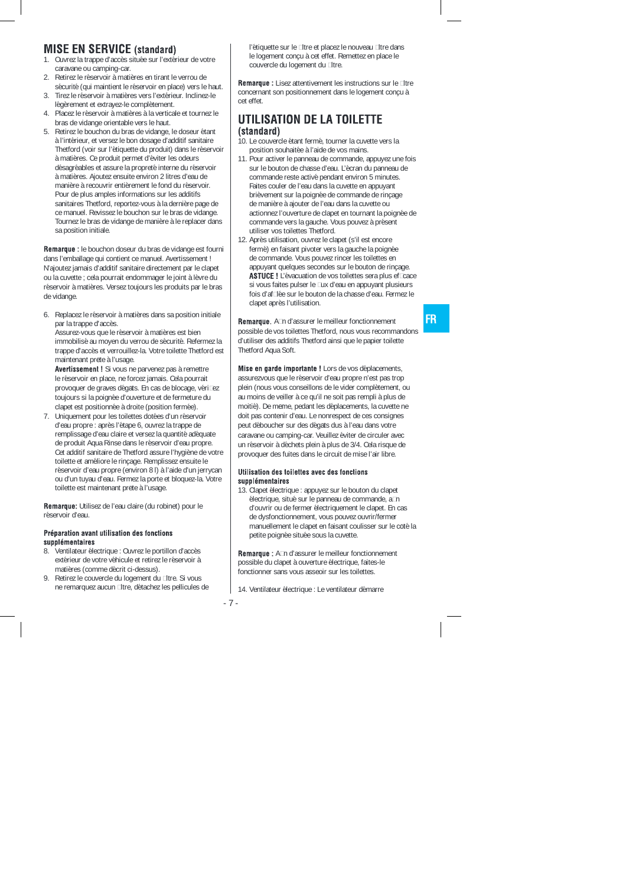## MISE EN SERVICE (standard)

1. Ouvrez la trappe d'accès située sur l'extérieur de votre caravane ou camping-car.
2. Retirez le réservoir à matières en tirant le verrou de sécurité (qui maintient le réservoir en place) vers le haut.
3. Tirez le réservoir à matières vers l'extérieur. Inclinez-le légèrement et extrayez-le complètement.
4. Placez le réservoir à matières à la verticale et tournez le bras de vidange orientable vers le haut.
5. Retirez le bouchon du bras de vidange, le doseur étant à l'intérieur, et versez le bon dosage d'additif sanitaire Thetford (voir sur l'étiquette du produit) dans le réservoir à matières. Ce produit permet d'éviter les odeurs désagréables et assure la propreté interne du réservoir à matières. Ajoutez ensuite environ 2 litres d'eau de manière à recouvrir entièrement le fond du réservoir. Pour de plus amples informations sur les additifs sanitaires Thetford, reportez-vous à la dernière page de ce manuel. Revissez le bouchon sur le bras de vidange. Tournez le bras de vidange de manière à le replacer dans sa position initiale.

**Remarque :** le bouchon doseur du bras de vidange est fourni dans l'emballage qui contient ce manuel. Avertissement ! N'ajoutez jamais d'additif sanitaire directement par le clapet ou la cuvette ; cela pourrait endommager le joint à lèvre du réservoir à matières. Versez toujours les produits par le bras de vidange.

6. Replacez le réservoir à matières dans sa position initiale par la trappe d'accès.
   Assurez-vous que le réservoir à matières est bien immobilisé au moyen du verrou de sécurité. Refermez la trappe d'accès et verrouillez-la. Votre toilette Thetford est maintenant prête à l'usage.
   **Avertissement !** Si vous ne parvenez pas à remettre le réservoir en place, ne forcez jamais. Cela pourrait provoquer de graves dégâts. En cas de blocage, vérifiez toujours si la poignée d'ouverture et de fermeture du clapet est positionnée à droite (position fermée).
7. Uniquement pour les toilettes dotées d'un réservoir d'eau propre : après l'étape 6, ouvrez la trappe de remplissage d'eau claire et versez la quantité adéquate de produit Aqua Rinse dans le réservoir d'eau propre. Cet additif sanitaire de Thetford assure l'hygiène de votre toilette et améliore le rinçage. Remplissez ensuite le réservoir d'eau propre (environ 8 l) à l'aide d'un jerrycan ou d'un tuyau d'eau. Fermez la porte et bloquez-la. Votre toilette est maintenant prête à l'usage.

**Remarque:** Utilisez de l'eau claire (du robinet) pour le réservoir d'eau.

### Préparation avant utilisation des fonctions supplémentaires

8. Ventilateur électrique : Ouvrez le portillon d'accès extérieur de votre véhicule et retirez le réservoir à matières (comme décrit ci-dessus).
9. Retirez le couvercle du logement du filtre. Si vous ne remarquez aucun filtre, détachez les pellicules de l'étiquette sur le filtre et placez le nouveau filtre dans le logement conçu à cet effet. Remettez en place le couvercle du logement du filtre.

**Remarque :** Lisez attentivement les instructions sur le filtre concernant son positionnement dans le logement conçu à cet effet.

## UTILISATION DE LA TOILETTE (standard)

10. Le couvercle étant fermé, tourner la cuvette vers la position souhaitée à l'aide de vos mains.
11. Pour activer le panneau de commande, appuyez une fois sur le bouton de chasse d'eau. L'écran du panneau de commande reste activé pendant environ 5 minutes. Faites couler de l'eau dans la cuvette en appuyant brièvement sur la poignée de commande de rinçage de manière à ajouter de l'eau dans la cuvette ou actionnez l'ouverture de clapet en tournant la poignée de commande vers la gauche. Vous pouvez à présent utiliser vos toilettes Thetford.
12. Après utilisation, ouvrez le clapet (s'il est encore fermé) en faisant pivoter vers la gauche la poignée de commande. Vous pouvez rincer les toilettes en appuyant quelques secondes sur le bouton de rinçage. **ASTUCE !** L'évacuation de vos toilettes sera plus efficace si vous faites pulser le flux d'eau en appuyant plusieurs fois d'affilée sur le bouton de la chasse d'eau. Fermez le clapet après l'utilisation.

**Remarque.** Afin d'assurer le meilleur fonctionnement possible de vos toilettes Thetford, nous vous recommandons d'utiliser des additifs Thetford ainsi que le papier toilette Thetford Aqua Soft.

**Mise en garde importante !** Lors de vos déplacements, assurezvous que le réservoir d'eau propre n'est pas trop plein (nous vous conseillons de le vider complètement, ou au moins de veiller à ce qu'il ne soit pas rempli à plus de moitié). De meme, pedant les déplacements, la cuvette ne doit pas contenir d'eau. Le nonrespect de ces consignes peut déboucher sur des dégats dus à l'eau dans votre caravane ou camping-car. Veuillez éviter de circuler avec un réservoir à déchets plein à plus de 3/4. Cela risque de provoquer des fuites dans le circuit de mise l'air libre.

### Utilisation des toilettes avec des fonctions supplémentaires

13. Clapet électrique : appuyez sur le bouton du clapet électrique, situé sur le panneau de commande, afin d'ouvrir ou de fermer électriquement le clapet. En cas de dysfonctionnement, vous pouvez ouvrir/fermer manuellement le clapet en faisant coulisser sur le côté la petite poignée située sous la cuvette.

**Remarque :** Afin d'assurer le meilleur fonctionnement possible du clapet à ouverture électrique, faites-le fonctionner sans vous asseoir sur les toilettes.

14. Ventilateur électrique : Le ventilateur démarre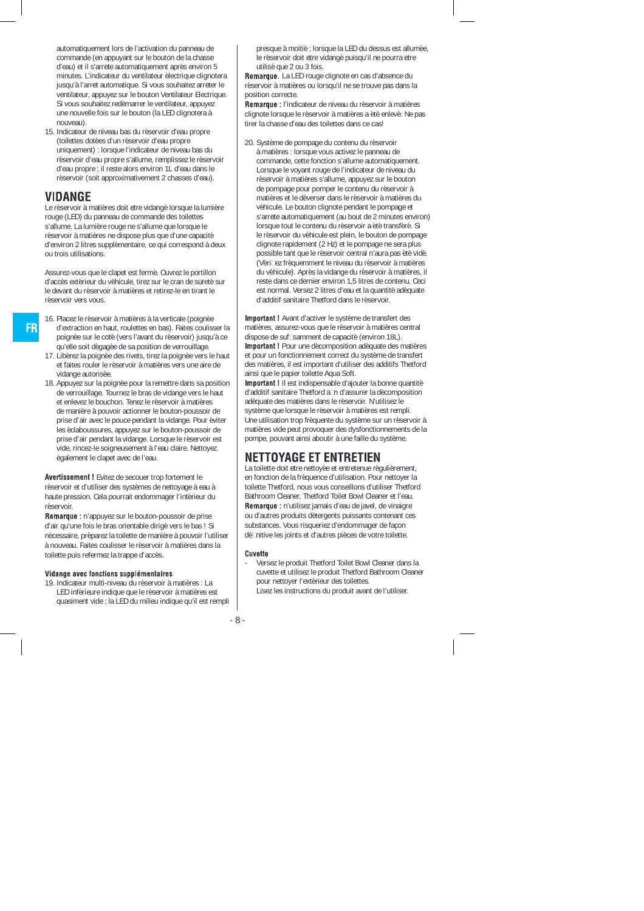automatiquement lors de l'activation du panneau de commande (en appuyant sur le bouton de la chasse d'eau) et il s'arrête automatiquement après environ 5 minutes. L'indicateur du ventilateur électrique clignotera jusqu'à l'arrêt automatique. Si vous souhaitez arrêter le ventilateur, appuyez sur le bouton Ventilateur Electrique. Si vous souhaitez redémarrer le ventilateur, appuyez une nouvelle fois sur le bouton (la LED clignotera à nouveau).

15. Indicateur de niveau bas du réservoir d'eau propre (toilettes dotées d'un réservoir d'eau propre uniquement) : lorsque l'indicateur de niveau bas du réservoir d'eau propre s'allume, remplissez le réservoir d'eau propre ; il reste alors environ 1L d'eau dans le réservoir (soit approximativement 2 chasses d'eau).

## VIDANGE

Le réservoir à matières doit être vidangé lorsque la lumière rouge (LED) du panneau de commande des toilettes s'allume. La lumière rouge ne s'allume que lorsque le réservoir à matières ne dispose plus que d'une capacité d'environ 2 litres supplémentaire, ce qui correspond à deux ou trois utilisations.

Assurez-vous que le clapet est fermé. Ouvrez le portillon d'accès extérieur du véhicule, tirez sur le cran de sûreté sur le devant du réservoir à matières et retirez-le en tirant le réservoir vers vous.

16. Placez le réservoir à matières à la verticale (poignée d'extraction en haut, roulettes en bas). Faites coulisser la poignée sur le côté (vers l'avant du réservoir) jusqu'à ce qu'elle soit dégagée de sa position de verrouillage.
17. Libérez la poignée des rivets, tirez la poignée vers le haut et faites rouler le réservoir à matières vers une aire de vidange autorisée.
18. Appuyez sur la poignée pour la remettre dans sa position de verrouillage. Tournez le bras de vidange vers le haut et enlevez le bouchon. Tenez le réservoir à matières de manière à pouvoir actionner le bouton-poussoir de prise d'air avec le pouce pendant la vidange. Pour éviter les éclaboussures, appuyez sur le bouton-poussoir de prise d'air pendant la vidange. Lorsque le réservoir est vide, rincez-le soigneusement à l'eau claire. Nettoyez également le clapet avec de l'eau.

**Avertissement !** Evitez de secouer trop fortement le réservoir et d'utiliser des systèmes de nettoyage à eau à haute pression. Cela pourrait endommager l'intérieur du réservoir.

**Remarque :** n'appuyez sur le bouton-poussoir de prise d'air qu'une fois le bras orientable dirigé vers le bas ! Si nécessaire, préparez la toilette de manière à pouvoir l'utiliser à nouveau. Faites coulisser le réservoir à matières dans la toilette puis refermez la trappe d'accès.

#### Vidange avec fonctions supplémentaires

19. Indicateur multi-niveau du réservoir à matières : La LED inférieure indique que le réservoir à matières est quasiment vide ; la LED du milieu indique qu'il est rempli presque à moitié ; lorsque la LED du dessus est allumée, le réservoir doit être vidangé puisqu'il ne pourra être utilisé que 2 ou 3 fois.

**Remarque.** La LED rouge clignote en cas d'absence du réservoir à matières ou lorsqu'il ne se trouve pas dans la position correcte.

**Remarque :** l'indicateur de niveau du réservoir à matières clignote lorsque le réservoir à matières a été enlevé. Ne pas tirer la chasse d'eau des toilettes dans ce cas!

20. Système de pompage du contenu du réservoir à matières : lorsque vous activez le panneau de commande, cette fonction s'allume automatiquement. Lorsque le voyant rouge de l'indicateur de niveau du réservoir à matières s'allume, appuyez sur le bouton de pompage pour pomper le contenu du réservoir à matières et le déverser dans le réservoir à matières du véhicule. Le bouton clignote pendant le pompage et s'arrête automatiquement (au bout de 2 minutes environ) lorsque tout le contenu du réservoir a été transféré. Si le réservoir du véhicule est plein, le bouton de pompage clignote rapidement (2 Hz) et le pompage ne sera plus possible tant que le réservoir central n'aura pas été vidé. (Vérifiez fréquemment le niveau du réservoir à matières du véhicule). Après la vidange du réservoir à matières, il reste dans ce dernier environ 1,5 litres de contenu. Ceci est normal. Versez 2 litres d'eau et la quantité adéquate d'additif sanitaire Thetford dans le réservoir.

**Important !** Avant d'activer le système de transfert des matières, assurez-vous que le réservoir à matières central dispose de suffisamment de capacité (environ 18L).

**Important !** Pour une décomposition adéquate des matières et pour un fonctionnement correct du système de transfert des matières, il est important d'utiliser des additifs Thetford ainsi que le papier toilette Aqua Soft.

**Important !** Il est indispensable d'ajouter la bonne quantité d'additif sanitaire Thetford afin d'assurer la décomposition adéquate des matières dans le réservoir. N'utilisez le système que lorsque le réservoir à matières est rempli. Une utilisation trop fréquente du système sur un réservoir à matières vide peut provoquer des dysfonctionnements de la pompe, pouvant ainsi aboutir à une faille du système.

## NETTOYAGE ET ENTRETIEN

La toilette doit être nettoyée et entretenue régulièrement, en fonction de la fréquence d'utilisation. Pour nettoyer la toilette Thetford, nous vous conseillons d'utiliser Thetford Bathroom Cleaner, Thetford Toilet Bowl Cleaner et l'eau.

**Remarque :** n'utilisez jamais d'eau de javel, de vinaigre ou d'autres produits détergents puissants contenant ces substances. Vous risqueriez d'endommager de façon définitive les joints et d'autres pièces de votre toilette.

#### Cuvette

- Versez le produit Thetford Toilet Bowl Cleaner dans la cuvette et utilisez le produit Thetford Bathroom Cleaner pour nettoyer l'extérieur des toilettes.
  Lisez les instructions du produit avant de l'utiliser.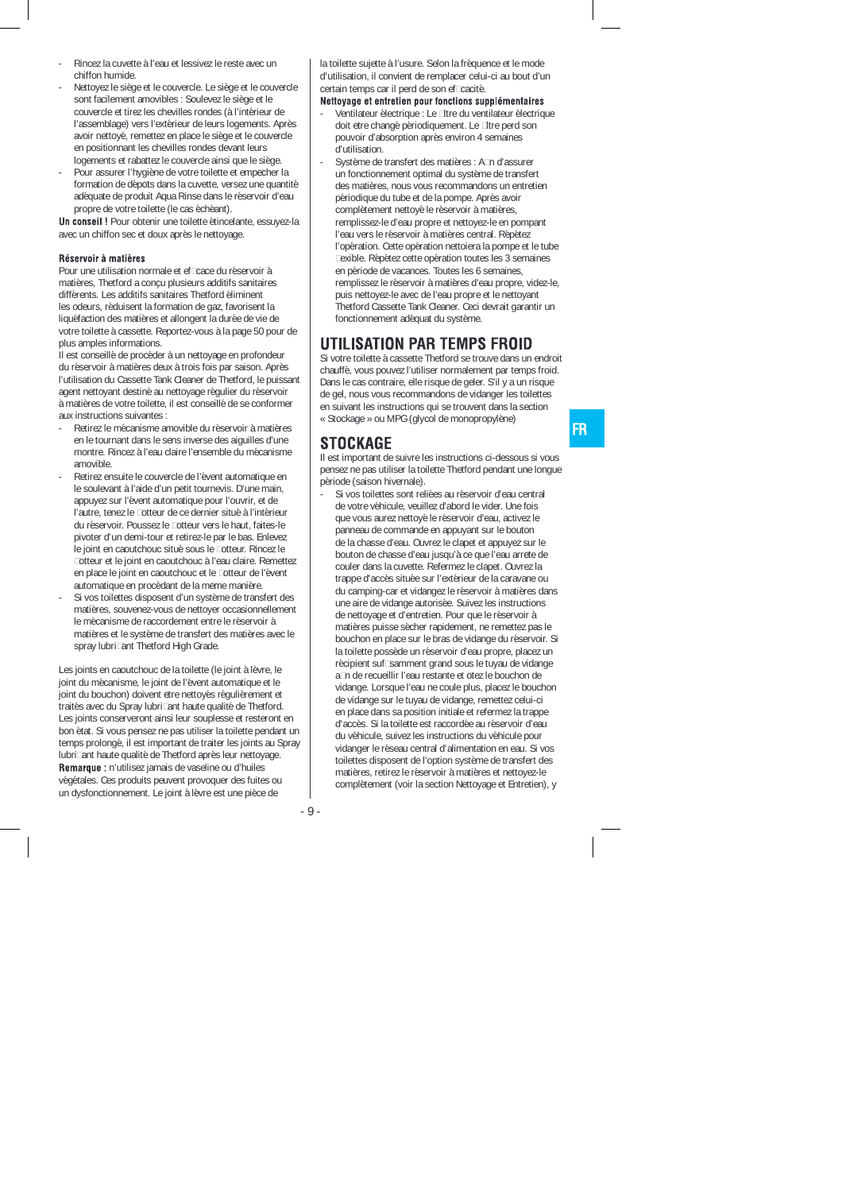- Rincez la cuvette à l'eau et lessivez le reste avec un chiffon humide.
- Nettoyez le siège et le couvercle. Le siège et le couvercle sont facilement amovibles : Soulevez le siège et le couvercle et tirez les chevilles rondes (à l'intérieur de l'assemblage) vers l'extérieur de leurs logements. Après avoir nettoyé, remettez en place le siège et le couvercle en positionnant les chevilles rondes devant leurs logements et rabattez le couvercle ainsi que le siège.
- Pour assurer l'hygiène de votre toilette et empecher la formation de dépots dans la cuvette, versez une quantité adéquate de produit Aqua Rinse dans le réservoir d'eau propre de votre toilette (le cas échéant).

**Un conseil !** Pour obtenir une toilette étincelante, essuyez-la avec un chiffon sec et doux après le nettoyage.

**Réservoir à matières**

Pour une utilisation normale et efficace du réservoir à matières, Thetford a conçu plusieurs additifs sanitaires différents. Les additifs sanitaires Thetford éliminent les odeurs, réduisent la formation de gaz, favorisent la liquéfaction des matières et allongent la durée de vie de votre toilette à cassette. Reportez-vous à la page 50 pour de plus amples informations.

Il est conseillé de procéder à un nettoyage en profondeur du réservoir à matières deux à trois fois par saison. Après l'utilisation du Cassette Tank Cleaner de Thetford, le puissant agent nettoyant destiné au nettoyage régulier du réservoir à matières de votre toilette, il est conseillé de se conformer aux instructions suivantes :

- Retirez le mécanisme amovible du réservoir à matières en le tournant dans le sens inverse des aiguilles d'une montre. Rincez à l'eau claire l'ensemble du mécanisme amovible.
- Retirez ensuite le couvercle de l'évent automatique en le soulevant à l'aide d'un petit tournevis. D'une main, appuyez sur l'évent automatique pour l'ouvrir, et de l'autre, tenez le flotteur de ce dernier situé à l'intérieur du réservoir. Poussez le flotteur vers le haut, faites-le pivoter d'un demi-tour et retirez-le par le bas. Enlevez le joint en caoutchouc situé sous le flotteur. Rincez le flotteur et le joint en caoutchouc à l'eau claire. Remettez en place le joint en caoutchouc et le flotteur de l'évent automatique en procédant de la meme manière.
- Si vos toilettes disposent d'un système de transfert des matières, souvenez-vous de nettoyer occasionnellement le mécanisme de raccordement entre le réservoir à matières et le système de transfert des matières avec le spray lubrifiant Thetford High Grade.

Les joints en caoutchouc de la toilette (le joint à lèvre, le joint du mécanisme, le joint de l'évent automatique et le joint du bouchon) doivent etre nettoyés régulièrement et traités avec du Spray lubrifiant haute qualité de Thetford. Les joints conserveront ainsi leur souplesse et resteront en bon état. Si vous pensez ne pas utiliser la toilette pendant un temps prolongé, il est important de traiter les joints au Spray lubrifiant haute qualité de Thetford après leur nettoyage.

**Remarque :** n'utilisez jamais de vaseline ou d'huiles végétales. Ces produits peuvent provoquer des fuites ou un dysfonctionnement. Le joint à lèvre est une pièce de la toilette sujette à l'usure. Selon la fréquence et le mode d'utilisation, il convient de remplacer celui-ci au bout d'un certain temps car il perd de son efficacité.

**Nettoyage et entretien pour fonctions supplémentaires**

- Ventilateur électrique : Le filtre du ventilateur électrique doit etre changé périodiquement. Le filtre perd son pouvoir d'absorption après environ 4 semaines d'utilisation.
- Système de transfert des matières : Afin d'assurer un fonctionnement optimal du système de transfert des matières, nous vous recommandons un entretien périodique du tube et de la pompe. Après avoir complètement nettoyé le réservoir à matières, remplissez-le d'eau propre et nettoyez-le en pompant l'eau vers le réservoir à matières central. Répétez l'opération. Cette opération nettoiera la pompe et le tube flexible. Répétez cette opération toutes les 3 semaines en période de vacances. Toutes les 6 semaines, remplissez le réservoir à matières d'eau propre, videz-le, puis nettoyez-le avec de l'eau propre et le nettoyant Thetford Cassette Tank Cleaner. Ceci devrait garantir un fonctionnement adéquat du système.

## UTILISATION PAR TEMPS FROID

Si votre toilette à cassette Thetford se trouve dans un endroit chauffé, vous pouvez l'utiliser normalement par temps froid. Dans le cas contraire, elle risque de geler. S'il y a un risque de gel, nous vous recommandons de vidanger les toilettes en suivant les instructions qui se trouvent dans la section « Stockage » ou MPG (glycol de monopropylène)

## STOCKAGE

Il est important de suivre les instructions ci-dessous si vous pensez ne pas utiliser la toilette Thetford pendant une longue période (saison hivernale).

- Si vos toilettes sont reliées au réservoir d'eau central de votre véhicule, veuillez d'abord le vider. Une fois que vous aurez nettoyé le réservoir d'eau, activez le panneau de commande en appuyant sur le bouton de la chasse d'eau. Ouvrez le clapet et appuyez sur le bouton de chasse d'eau jusqu'à ce que l'eau arrete de couler dans la cuvette. Refermez le clapet. Ouvrez la trappe d'accès située sur l'extérieur de la caravane ou du camping-car et vidangez le réservoir à matières dans une aire de vidange autorisée. Suivez les instructions de nettoyage et d'entretien. Pour que le réservoir à matières puisse sécher rapidement, ne remettez pas le bouchon en place sur le bras de vidange du réservoir. Si la toilette possède un réservoir d'eau propre, placez un récipient suffisamment grand sous le tuyau de vidange afin de recueillir l'eau restante et otez le bouchon de vidange. Lorsque l'eau ne coule plus, placez le bouchon de vidange sur le tuyau de vidange, remettez celui-ci en place dans sa position initiale et refermez la trappe d'accès. Si la toilette est raccordée au réservoir d'eau du véhicule, suivez les instructions du véhicule pour vidanger le réseau central d'alimentation en eau. Si vos toilettes disposent de l'option système de transfert des matières, retirez le réservoir à matières et nettoyez-le complètement (voir la section Nettoyage et Entretien), y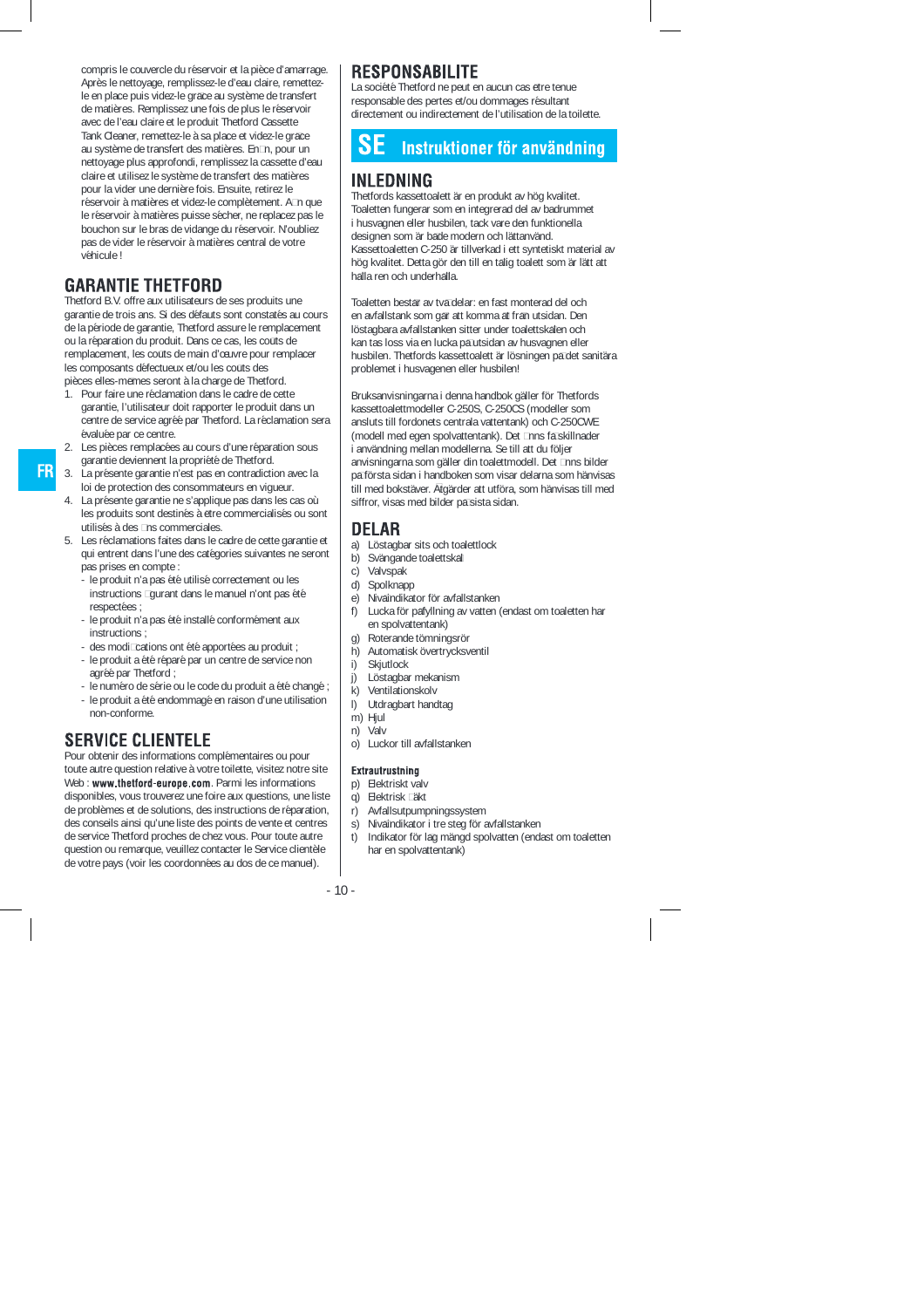compris le couvercle du réservoir et la pièce d'amarrage. Après le nettoyage, remplissez-le d'eau claire, remettez-le en place puis videz-le grace au système de transfert de matières. Remplissez une fois de plus le réservoir avec de l'eau claire et le produit Thetford Cassette Tank Cleaner, remettez-le à sa place et videz-le grace au système de transfert des matières. Enfin, pour un nettoyage plus approfondi, remplissez la cassette d'eau claire et utilisez le système de transfert des matières pour la vider une dernière fois. Ensuite, retirez le réservoir à matières et videz-le complètement. Afin que le réservoir à matières puisse sècher, ne replacez pas le bouchon sur le bras de vidange du réservoir. N'oubliez pas de vider le réservoir à matières central de votre véhicule !

## GARANTIE THETFORD

Thetford B.V. offre aux utilisateurs de ses produits une garantie de trois ans. Si des défauts sont constatés au cours de la période de garantie, Thetford assure le remplacement ou la réparation du produit. Dans ce cas, les coûts de remplacement, les coûts de main d'œuvre pour remplacer les composants défectueux et/ou les coûts des pièces elles-memes seront à la charge de Thetford.

1. Pour faire une réclamation dans le cadre de cette garantie, l'utilisateur doit rapporter le produit dans un centre de service agréé par Thetford. La réclamation sera évaluée par ce centre.
2. Les pièces remplacées au cours d'une réparation sous garantie deviennent la propriété de Thetford.
3. La présente garantie n'est pas en contradiction avec la loi de protection des consommateurs en vigueur.
4. La présente garantie ne s'applique pas dans les cas où les produits sont destinés à etre commercialisés ou sont utilisés à des fins commerciales.
5. Les réclamations faites dans le cadre de cette garantie et qui entrent dans l'une des catègories suivantes ne seront pas prises en compte :
   - le produit n'a pas été utilisé correctement ou les instructions figurant dans le manuel n'ont pas été respectées ;
   - le produit n'a pas été installé conformément aux instructions ;
   - des modifications ont été apportées au produit ;
   - le produit a été réparé par un centre de service non agréé par Thetford ;
   - le numéro de série ou le code du produit a été changé ;
   - le produit a été endommagé en raison d'une utilisation non-conforme.

## SERVICE CLIENTELE

Pour obtenir des informations complémentaires ou pour toute autre question relative à votre toilette, visitez notre site Web : **www.thetford-europe.com**. Parmi les informations disponibles, vous trouverez une foire aux questions, une liste de problèmes et de solutions, des instructions de réparation, des conseils ainsi qu'une liste des points de vente et centres de service Thetford proches de chez vous. Pour toute autre question ou remarque, veuillez contacter le Service clientèle de votre pays (voir les coordonnées au dos de ce manuel).

## RESPONSABILITE

La société Thetford ne peut en aucun cas etre tenue responsable des pertes et/ou dommages résultant directement ou indirectement de l'utilisation de la toilette.

# SE Instruktioner för användning

## INLEDNING

Thetfords kassettoalett är en produkt av hög kvalitet. Toaletten fungerar som en integrerad del av badrummet i husvagnen eller husbilen, tack vare den funktionella designen som är bade modern och lättanvänd. Kassettoaletten C-250 är tillverkad i ett syntetiskt material av hög kvalitet. Detta gör den till en talig toalett som är lätt att halla ren och underhalla.

Toaletten bestar av tva delar: en fast monterad del och en avfallstank som gar att komma at fran utsidan. Den löstagbara avfallstanken sitter under toalettskalen och kan tas loss via en lucka pa utsidan av husvagnen eller husbilen. Thetfords kassettoalett är lösningen pa det sanitära problemet i husvagnen eller husbilen!

Bruksanvisningarna i denna handbok gäller för Thetfords kassettoalettmodeller C-250S, C-250CS (modeller som ansluts till fordonets centrala vattentank) och C-250CWE (modell med egen spolvattentank). Det finns fa skillnader i användning mellan modellerna. Se till att du följer anvisningarna som gäller din toalettmodell. Det finns bilder pa första sidan i handboken som visar delarna som hänvisas till med bokstäver. Atgärder att utföra, som hänvisas till med siffror, visas med bilder pa sista sidan.

## DELAR

a) Löstagbar sits och toalettlock
b) Svängande toalettskal
c) Valvspak
d) Spolknapp
e) Nivaindikator för avfallstanken
f) Lucka för pafyllning av vatten (endast om toaletten har en spolvattentank)
g) Roterande tömningsrör
h) Automatisk övertrycksventil
i) Skjutlock
j) Löstagbar mekanism
k) Ventilationskolv
l) Utdragbart handtag
m) Hjul
n) Valv
o) Luckor till avfallstanken

**Extrautrustning**

p) Elektriskt valv
q) Elektrisk fläkt
r) Avfallsutpumpningssystem
s) Nivaindikator i tre steg för avfallstanken
t) Indikator för lag mängd spolvatten (endast om toaletten har en spolvattentank)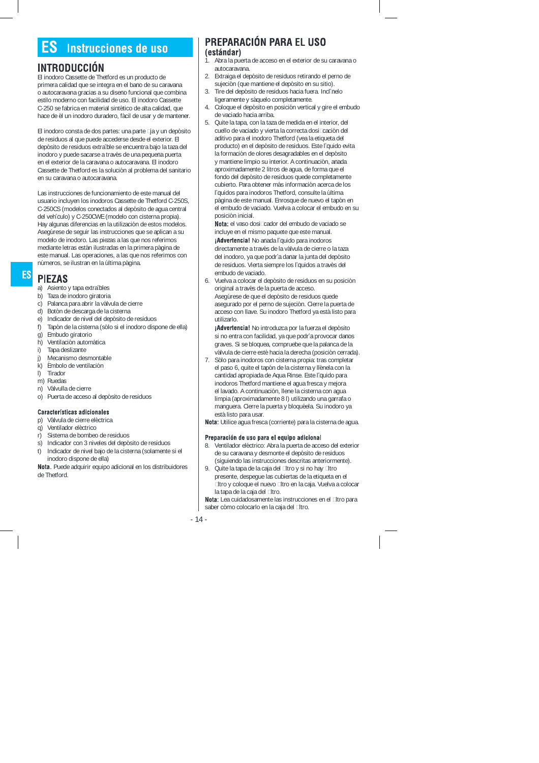# ES Instrucciones de uso

## INTRODUCCIÓN

El inodoro Cassette de Thetford es un producto de primera calidad que se integra en el baño de su caravana o autocaravana gracias a su diseño funcional que combina estilo moderno con facilidad de uso. El inodoro Cassette C-250 se fabrica en material sintético de alta calidad, que hace de él un inodoro duradero, fácil de usar y de mantener.

El inodoro consta de dos partes: una parte fija y un depósito de residuos al que puede accederse desde el exterior. El depósito de residuos extraíble se encuentra bajo la taza del inodoro y puede sacarse a través de una pequeña puerta en el exterior de la caravana o autocaravana. El inodoro Cassette de Thetford es la solución al problema del sanitario en su caravana o autocaravana.

Las instrucciones de funcionamiento de este manual del usuario incluyen los inodoros Cassette de Thetford C-250S, C-250CS (modelos conectados al depósito de agua central del vehículo) y C-250CWE (modelo con cisterna propia). Hay algunas diferencias en la utilización de estos modelos. Asegúrese de seguir las instrucciones que se aplican a su modelo de inodoro. Las piezas a las que nos referimos mediante letras están ilustradas en la primera página de este manual. Las operaciones, a las que nos referimos con números, se ilustran en la última página.

## PIEZAS

a) Asiento y tapa extraíbles
b) Taza de inodoro giratoria
c) Palanca para abrir la válvula de cierre
d) Botón de descarga de la cisterna
e) Indicador de nivel del depósito de residuos
f) Tapón de la cisterna (sólo si el inodoro dispone de ella)
g) Embudo giratorio
h) Ventilación automática
i) Tapa deslizante
j) Mecanismo desmontable
k) Émbolo de ventilación
l) Tirador
m) Ruedas
n) Válvulla de cierre
o) Puerta de acceso al depósito de residuos

### Características adicionales

p) Válvula de cierre eléctrica
q) Ventilador eléctrico
r) Sistema de bombeo de residuos
s) Indicador con 3 niveles del depósito de residuos
t) Indicador de nivel bajo de la cisterna (solamente si el inodoro dispone de ella)

**Nota.** Puede adquirir equipo adicional en los distribuidores de Thetford.

## PREPARACIÓN PARA EL USO (estándar)

1. Abra la puerta de acceso en el exterior de su caravana o autocaravana.
2. Extraiga el depósito de residuos retirando el perno de sujeción (que mantiene el depósito en su sitio).
3. Tire del depósito de residuos hacia fuera. Inclínelo ligeramente y sáquelo completamente.
4. Coloque el depósito en posición vertical y gire el embudo de vaciado hacia arriba.
5. Quite la tapa, con la taza de medida en el interior, del cuello de vaciado y vierta la correcta dosificación del aditivo para el inodoro Thetford (vea la etiqueta del producto) en el depósito de residuos. Este líquido evita la formación de olores desagradables en el depósito y mantiene limpio su interior. A continuación, añada aproximadamente 2 litros de agua, de forma que el fondo del depósito de residuos quede completamente cubierto. Para obtener más información acerca de los líquidos para inodoros Thetford, consulte la última página de este manual. Enrosque de nuevo el tapón en el embudo de vaciado. Vuelva a colocar el embudo en su posición inicial.
   **Nota:** el vaso dosificador del embudo de vaciado se incluye en el mismo paquete que este manual.
   **¡Advertencia!** No añada líquido para inodoros directamente a través de la válvula de cierre o la taza del inodoro, ya que podría dañar la junta del depósito de residuos. Vierta siempre los líquidos a través del embudo de vaciado.
6. Vuelva a colocar el depósito de residuos en su posición original a través de la puerta de acceso. Asegúrese de que el depósito de residuos quede asegurado por el perno de sujeción. Cierre la puerta de acceso con llave. Su inodoro Thetford ya está listo para utilizarlo.
   **¡Advertencia!** No introduzca por la fuerza el depósito si no entra con facilidad, ya que podría provocar daños graves. Si se bloquea, compruebe que la palanca de la válvula de cierre esté hacia la derecha (posición cerrada).
7. Sólo para inodoros con cisterna propia: tras completar el paso 6, quite el tapón de la cisterna y llénela con la cantidad apropiada de Aqua Rinse. Este líquido para inodoros Thetford mantiene el agua fresca y mejora el lavado. A continuación, llene la cisterna con agua limpia (aproximadamente 8 l) utilizando una garrafa o manguera. Cierre la puerta y bloquéela. Su inodoro ya está listo para usar.

**Nota:** Utilice agua fresca (corriente) para la cisterna de agua.

### Preparación de uso para el equipo adicional

8. Ventilador eléctrico: Abra la puerta de acceso del exterior de su caravana y desmonte el depósito de residuos (siguiendo las instrucciones descritas anteriormente).
9. Quite la tapa de la caja del filtro y si no hay filtro presente, despegue las cubiertas de la etiqueta en el filtro y coloque el nuevo filtro en la caja. Vuelva a colocar la tapa de la caja del filtro.

**Nota:** Lea cuidadosamente las instrucciones en el filtro para saber cómo colocarlo en la caja del filtro.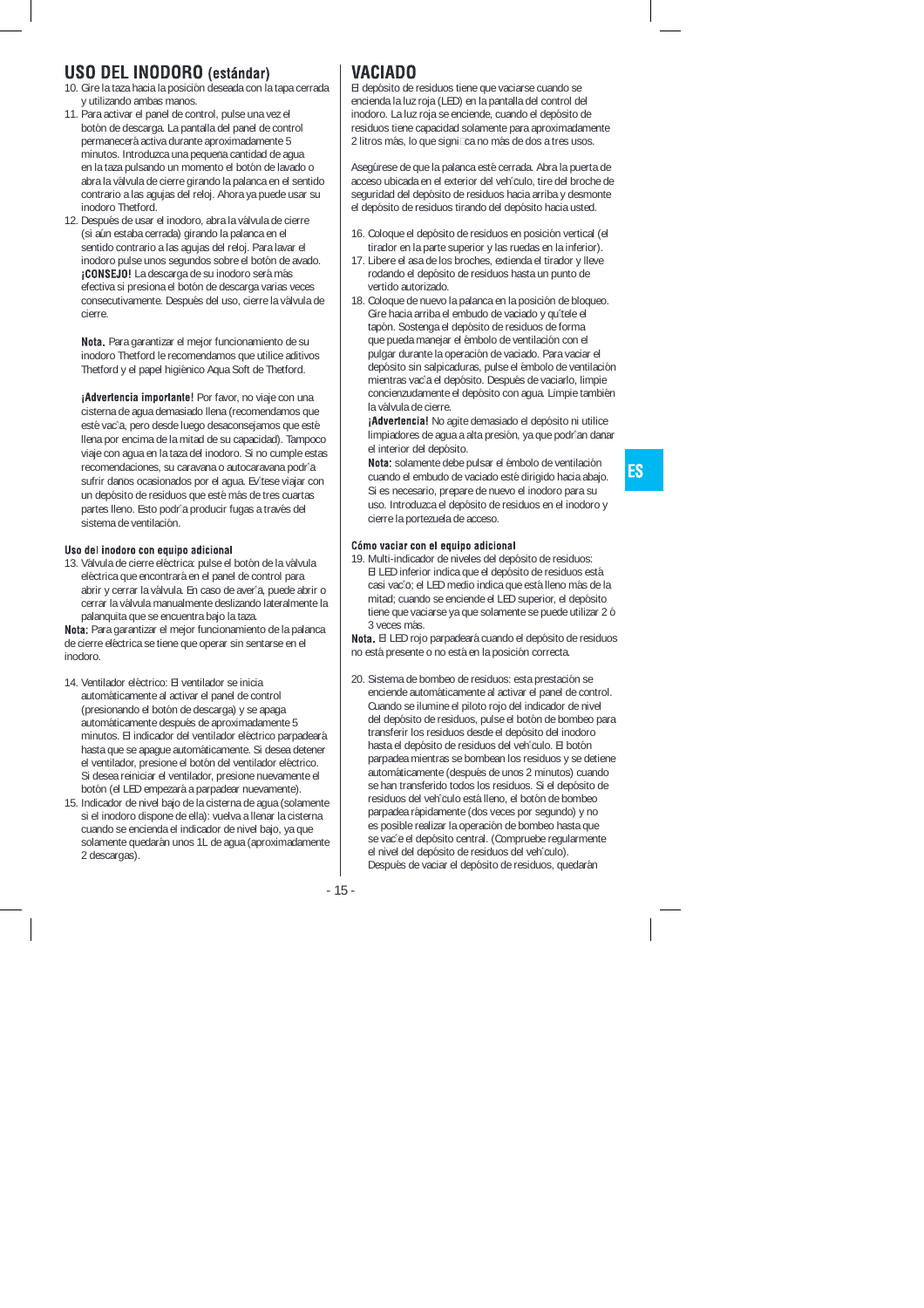## USO DEL INODORO (estándar)

10. Gire la taza hacia la posición deseada con la tapa cerrada y utilizando ambas manos.
11. Para activar el panel de control, pulse una vez el botón de descarga. La pantalla del panel de control permanecerá activa durante aproximadamente 5 minutos. Introduzca una pequeña cantidad de agua en la taza pulsando un momento el botón de lavado o abra la válvula de cierre girando la palanca en el sentido contrario a las agujas del reloj. Ahora ya puede usar su inodoro Thetford.
12. Después de usar el inodoro, abra la válvula de cierre (si aún estaba cerrada) girando la palanca en el sentido contrario a las agujas del reloj. Para lavar el inodoro pulse unos segundos sobre el botón de avado. **¡CONSEJO!** La descarga de su inodoro será más efectiva si presiona el botón de descarga varias veces consecutivamente. Después del uso, cierre la válvula de cierre.

**Nota.** Para garantizar el mejor funcionamiento de su inodoro Thetford le recomendamos que utilice aditivos Thetford y el papel higiénico Aqua Soft de Thetford.

**¡Advertencia importante!** Por favor, no viaje con una cisterna de agua demasiado llena (recomendamos que esté vacía, pero desde luego desaconsejamos que esté llena por encima de la mitad de su capacidad). Tampoco viaje con agua en la taza del inodoro. Si no cumple estas recomendaciones, su caravana o autocaravana podría sufrir daños ocasionados por el agua. Evítese viajar con un depósito de residuos que esté más de tres cuartas partes lleno. Esto podría producir fugas a través del sistema de ventilación.

### Uso del inodoro con equipo adicional

13. Válvula de cierre eléctrica: pulse el botón de la válvula eléctrica que encontrará en el panel de control para abrir y cerrar la válvula. En caso de avería, puede abrir o cerrar la válvula manualmente deslizando lateralmente la palanquita que se encuentra bajo la taza.

**Nota:** Para garantizar el mejor funcionamiento de la palanca de cierre eléctrica se tiene que operar sin sentarse en el inodoro.

14. Ventilador eléctrico: El ventilador se inicia automáticamente al activar el panel de control (presionando el botón de descarga) y se apaga automáticamente después de aproximadamente 5 minutos. El indicador del ventilador eléctrico parpadeará hasta que se apague automáticamente. Si desea detener el ventilador, presione el botón del ventilador eléctrico. Si desea reiniciar el ventilador, presione nuevamente el botón (el LED empezará a parpadear nuevamente).
15. Indicador de nivel bajo de la cisterna de agua (solamente si el inodoro dispone de ella): vuelva a llenar la cisterna cuando se encienda el indicador de nivel bajo, ya que solamente quedarán unos 1L de agua (aproximadamente 2 descargas).

## VACIADO

El depósito de residuos tiene que vaciarse cuando se encienda la luz roja (LED) en la pantalla del control del inodoro. La luz roja se enciende, cuando el depósito de residuos tiene capacidad solamente para aproximadamente 2 litros más, lo que significa no más de dos a tres usos.

Asegúrese de que la palanca esté cerrada. Abra la puerta de acceso ubicada en el exterior del vehículo, tire del broche de seguridad del depósito de residuos hacia arriba y desmonte el depósito de residuos tirando del depósito hacia usted.

16. Coloque el depósito de residuos en posición vertical (el tirador en la parte superior y las ruedas en la inferior).
17. Libere el asa de los broches, extienda el tirador y lleve rodando el depósito de residuos hasta un punto de vertido autorizado.
18. Coloque de nuevo la palanca en la posición de bloqueo. Gire hacia arriba el embudo de vaciado y quítele el tapón. Sostenga el depósito de residuos de forma que pueda manejar el émbolo de ventilación con el pulgar durante la operación de vaciado. Para vaciar el depósito sin salpicaduras, pulse el émbolo de ventilación mientras vacía el depósito. Después de vaciarlo, limpie concienzudamente el depósito con agua. Limpie también la válvula de cierre.

    **¡Advertencia!** No agite demasiado el depósito ni utilice limpiadores de agua a alta presión, ya que podrían dañar el interior del depósito.

    **Nota:** solamente debe pulsar el émbolo de ventilación cuando el embudo de vaciado esté dirigido hacia abajo. Si es necesario, prepare de nuevo el inodoro para su uso. Introduzca el depósito de residuos en el inodoro y cierre la portezuela de acceso.

### Cómo vaciar con el equipo adicional

19. Multi-indicador de niveles del depósito de residuos: El LED inferior indica que el depósito de residuos está casi vacío; el LED medio indica que está lleno más de la mitad; cuando se enciende el LED superior, el depósito tiene que vaciarse ya que solamente se puede utilizar 2 ó 3 veces más.

**Nota.** El LED rojo parpadeará cuando el depósito de residuos no está presente o no está en la posición correcta.

20. Sistema de bombeo de residuos: esta prestación se enciende automáticamente al activar el panel de control. Cuando se ilumine el piloto rojo del indicador de nivel del depósito de residuos, pulse el botón de bombeo para transferir los residuos desde el depósito del inodoro hasta el depósito de residuos del vehículo. El botón parpadea mientras se bombean los residuos y se detiene automáticamente (después de unos 2 minutos) cuando se han transferido todos los residuos. Si el depósito de residuos del vehículo está lleno, el botón de bombeo parpadea rápidamente (dos veces por segundo) y no es posible realizar la operación de bombeo hasta que se vacíe el depósito central. (Compruebe regularmente el nivel del depósito de residuos del vehículo). Después de vaciar el depósito de residuos, quedarán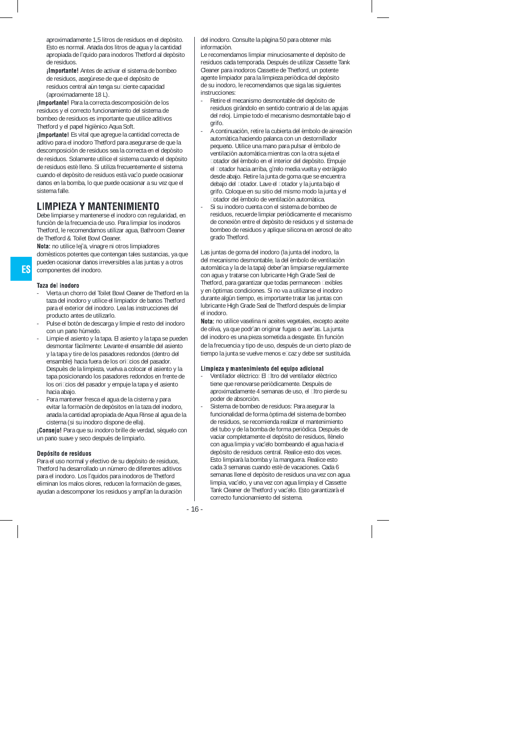aproximadamente 1,5 litros de residuos en el depósito. Esto es normal. Añada dos litros de agua y la cantidad apropiada de líquido para inodoros Thetford al depósito de residuos.

**¡Importante!** Antes de activar el sistema de bombeo de residuos, asegúrese de que el depósito de residuos central aún tenga suficiente capacidad (aproximadamente 18 L).

**¡Importante!** Para la correcta descomposición de los residuos y el correcto funcionamiento del sistema de bombeo de residuos es importante que utilice aditivos Thetford y el papel higiénico Aqua Soft.

**¡Importante!** Es vital que agregue la cantidad correcta de aditivo para el inodoro Thetford para asegurarse de que la descomposición de residuos sea la correcta en el depósito de residuos. Solamente utilice el sistema cuando el depósito de residuos esté lleno. Si utiliza frecuentemente el sistema cuando el depósito de residuos está vacío puede ocasionar daños en la bomba, lo que puede ocasionar a su vez que el sistema falle.

## LIMPIEZA Y MANTENIMIENTO

Debe limpiarse y mantenerse el inodoro con regularidad, en función de la frecuencia de uso. Para limpiar los inodoros Thetford, le recomendamos utilizar agua, Bathroom Cleaner de Thetford & Toilet Bowl Cleaner.

**Nota:** no utilice lejía, vinagre ni otros limpiadores domésticos potentes que contengan tales sustancias, ya que pueden ocasionar daños irreversibles a las juntas y a otros componentes del inodoro.

### Taza del inodoro

- Vierta un chorro del Toilet Bowl Cleaner de Thetford en la taza del inodoro y utilice el limpiador de baños Thetford para el exterior del inodoro. Lea las instrucciones del producto antes de utilizarlo.
- Pulse el botón de descarga y limpie el resto del inodoro con un paño húmedo.
- Limpie el asiento y la tapa. El asiento y la tapa se pueden desmontar fácilmente: Levante el ensamble del asiento y la tapa y tire de los pasadores redondos (dentro del ensamble) hacia fuera de los orificios del pasador. Después de la limpieza, vuelva a colocar el asiento y la tapa posicionando los pasadores redondos en frente de los orificios del pasador y empuje la tapa y el asiento hacia abajo.
- Para mantener fresca el agua de la cisterna y para evitar la formación de depósitos en la taza del inodoro, añada la cantidad apropiada de Aqua Rinse al agua de la cisterna (si su inodoro dispone de ella).

**¡Consejo!** Para que su inodoro brille de verdad, séquelo con un paño suave y seco después de limpiarlo.

### Depósito de residuos

Para el uso normal y efectivo de su depósito de residuos, Thetford ha desarrollado un número de diferentes aditivos para el inodoro. Los líquidos para inodoros de Thetford eliminan los malos olores, reducen la formación de gases, ayudan a descomponer los residuos y amplían la duración del inodoro. Consulte la página 50 para obtener más información.

Le recomendamos limpiar minuciosamente el depósito de residuos cada temporada. Después de utilizar Cassette Tank Cleaner para inodoros Cassette de Thetford, un potente agente limpiador para la limpieza periódica del depósito de su inodoro, le recomendamos que siga las siguientes instrucciones:

- Retire el mecanismo desmontable del depósito de residuos girándolo en sentido contrario al de las agujas del reloj. Limpie todo el mecanismo desmontable bajo el grifo.
- A continuación, retire la cubierta del émbolo de aireación automática haciendo palanca con un destornillador pequeño. Utilice una mano para pulsar el émbolo de ventilación automática mientras con la otra sujeta el flotador del émbolo en el interior del depósito. Empuje el flotador hacia arriba, gírelo media vuelta y extráigalo desde abajo. Retire la junta de goma que se encuentra debajo del flotador. Lave el flotador y la junta bajo el grifo. Coloque en su sitio del mismo modo la junta y el flotador del émbolo de ventilación automática.
- Si su inodoro cuenta con el sistema de bombeo de residuos, recuerde limpiar periódicamente el mecanismo de conexión entre el depósito de residuos y el sistema de bombeo de residuos y aplique silicona en aerosol de alto grado Thetford.

Las juntas de goma del inodoro (la junta del inodoro, la del mecanismo desmontable, la del émbolo de ventilación automática y la de la tapa) deberían limpiarse regularmente con agua y tratarse con lubricante High Grade Seal de Thetford, para garantizar que todas permanecen flexibles y en óptimas condiciones. Si no va a utilizarse el inodoro durante algún tiempo, es importante tratar las juntas con lubricante High Grade Seal de Thetford después de limpiar el inodoro.

**Nota:** no utilice vaselina ni aceites vegetales, excepto aceite de oliva, ya que podrían originar fugas o averías. La junta del inodoro es una pieza sometida a desgaste. En función de la frecuencia y tipo de uso, después de un cierto plazo de tiempo la junta se vuelve menos eficaz y debe ser sustituida.

### Limpieza y mantenimiento del equipo adicional

- Ventilador eléctrico: El filtro del ventilador eléctrico tiene que renovarse periódicamente. Después de aproximadamente 4 semanas de uso, el filtro pierde su poder de absorción.
- Sistema de bombeo de residuos: Para asegurar la funcionalidad de forma óptima del sistema de bombeo de residuos, se recomienda realizar el mantenimiento del tubo y de la bomba de forma periódica. Después de vaciar completamente el depósito de residuos, llénelo con agua limpia y vacíelo bombeando el agua hacia el depósito de residuos central. Realice esto dos veces. Esto limpiará la bomba y la manguera. Realice esto cada 3 semanas cuando esté de vacaciones. Cada 6 semanas llene el depósito de residuos una vez con agua limpia, vacíelo, y una vez con agua limpia y el Cassette Tank Cleaner de Thetford y vacíelo. Esto garantizará el correcto funcionamiento del sistema.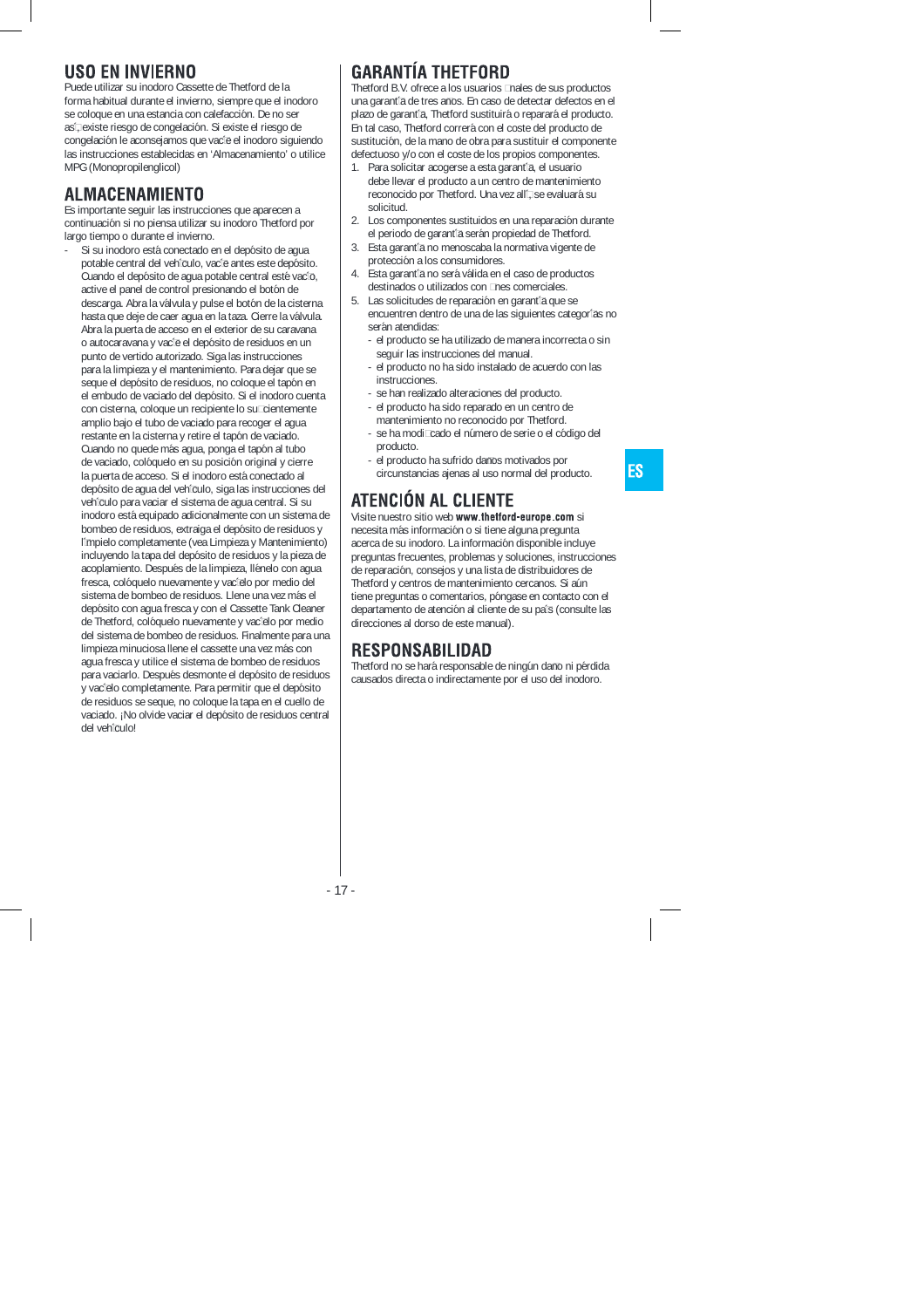## USO EN INVIERNO

Puede utilizar su inodoro Cassette de Thetford de la forma habitual durante el invierno, siempre que el inodoro se coloque en una estancia con calefacción. De no ser así, existe riesgo de congelación. Si existe el riesgo de congelación le aconsejamos que vacíe el inodoro siguiendo las instrucciones establecidas en 'Almacenamiento' o utilice MPG (Monopropilenglicol)

## ALMACENAMIENTO

Es importante seguir las instrucciones que aparecen a continuación si no piensa utilizar su inodoro Thetford por largo tiempo o durante el invierno.

- Si su inodoro está conectado en el depósito de agua potable central del vehículo, vacíe antes este depósito. Cuando el depósito de agua potable central esté vacío, active el panel de control presionando el botón de descarga. Abra la válvula y pulse el botón de la cisterna hasta que deje de caer agua en la taza. Cierre la válvula. Abra la puerta de acceso en el exterior de su caravana o autocaravana y vacíe el depósito de residuos en un punto de vertido autorizado. Siga las instrucciones para la limpieza y el mantenimiento. Para dejar que se seque el depósito de residuos, no coloque el tapón en el embudo de vaciado del depósito. Si el inodoro cuenta con cisterna, coloque un recipiente lo suficientemente amplio bajo el tubo de vaciado para recoger el agua restante en la cisterna y retire el tapón de vaciado. Cuando no quede más agua, ponga el tapón al tubo de vaciado, colóquelo en su posición original y cierre la puerta de acceso. Si el inodoro está conectado al depósito de agua del vehículo, siga las instrucciones del vehículo para vaciar el sistema de agua central. Si su inodoro está equipado adicionalmente con un sistema de bombeo de residuos, extraiga el depósito de residuos y límpielo completamente (vea Limpieza y Mantenimiento) incluyendo la tapa del depósito de residuos y la pieza de acoplamiento. Después de la limpieza, llénelo con agua fresca, colóquelo nuevamente y vacíelo por medio del sistema de bombeo de residuos. Llene una vez más el depósito con agua fresca y con el Cassette Tank Cleaner de Thetford, colóquelo nuevamente y vacíelo por medio del sistema de bombeo de residuos. Finalmente para una limpieza minuciosa llene el cassette una vez más con agua fresca y utilice el sistema de bombeo de residuos para vaciarlo. Después desmonte el depósito de residuos y vacíelo completamente. Para permitir que el depósito de residuos se seque, no coloque la tapa en el cuello de vaciado. ¡No olvide vaciar el depósito de residuos central del vehículo!

## GARANTÍA THETFORD

Thetford B.V. ofrece a los usuarios finales de sus productos una garantía de tres años. En caso de detectar defectos en el plazo de garantía, Thetford sustituirá o reparará el producto. En tal caso, Thetford correrá con el coste del producto de sustitución, de la mano de obra para sustituir el componente defectuoso y/o con el coste de los propios componentes.

1. Para solicitar acogerse a esta garantía, el usuario debe llevar el producto a un centro de mantenimiento reconocido por Thetford. Una vez allí, se evaluará su solicitud.
2. Los componentes sustituidos en una reparación durante el periodo de garantía serán propiedad de Thetford.
3. Esta garantía no menoscaba la normativa vigente de protección a los consumidores.
4. Esta garantía no será válida en el caso de productos destinados o utilizados con fines comerciales.
5. Las solicitudes de reparación en garantía que se encuentren dentro de una de las siguientes categorías no serán atendidas:
   - el producto se ha utilizado de manera incorrecta o sin seguir las instrucciones del manual.
   - el producto no ha sido instalado de acuerdo con las instrucciones.
   - se han realizado alteraciones del producto.
   - el producto ha sido reparado en un centro de mantenimiento no reconocido por Thetford.
   - se ha modificado el número de serie o el código del producto.
   - el producto ha sufrido daños motivados por circunstancias ajenas al uso normal del producto.

## ATENCIÓN AL CLIENTE

Visite nuestro sitio web **www.thetford-europe.com** si necesita más información o si tiene alguna pregunta acerca de su inodoro. La información disponible incluye preguntas frecuentes, problemas y soluciones, instrucciones de reparación, consejos y una lista de distribuidores de Thetford y centros de mantenimiento cercanos. Si aún tiene preguntas o comentarios, póngase en contacto con el departamento de atención al cliente de su país (consulte las direcciones al dorso de este manual).

## RESPONSABILIDAD

Thetford no se hará responsable de ningún daño ni pérdida causados directa o indirectamente por el uso del inodoro.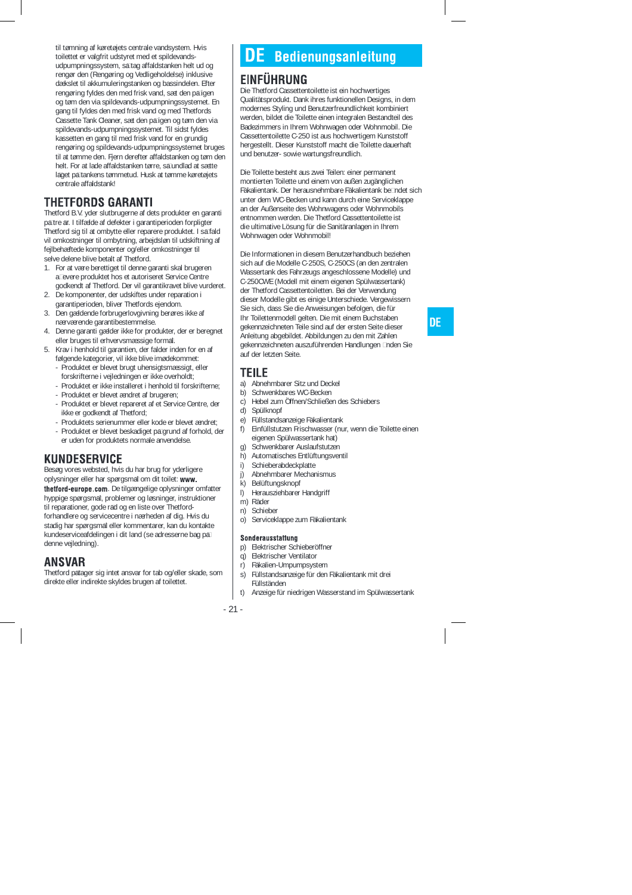til tømning af køretøjets centrale vandsystem. Hvis toilettet er valgfrit udstyret med et spildevands-udpumpningssystem, så tag affaldstanken helt ud og rengør den (Rengøring og Vedligeholdelse) inklusive dækslet til akkumuleringstanken og bassindelen. Efter rengøring fyldes den med frisk vand, sæt den på igen og tøm den via spildevands-udpumpningssystemet. En gang til fyldes den med frisk vand og med Thetfords Cassette Tank Cleaner, sæt den på igen og tøm den via spildevands-udpumpningssystemet. Til sidst fyldes kassetten en gang til med frisk vand for en grundig rengøring og spildevands-udpumpningssystemet bruges til at tømme den. Fjern derefter affaldstanken og tøm den helt. For at lade affaldstanken tørre, så undlad at sætte laget på tankens tømmetud. Husk at tømme køretøjets centrale affaldstank!

## THETFORDS GARANTI

Thetford B.V. yder slutbrugerne af dets produkter en garanti på tre år. I tilfælde af defekter i garantiperioden forpligter Thetford sig til at ombytte eller reparere produktet. I så fald vil omkostninger til ombytning, arbejdsløn til udskiftning af fejlbehæftede komponenter og/eller omkostninger til selve delene blive betalt af Thetford.

1. For at være berettiget til denne garanti skal brugeren aflevere produktet hos et autoriseret Service Centre godkendt af Thetford. Der vil garantikravet blive vurderet.
2. De komponenter, der udskiftes under reparation i garantiperioden, bliver Thetfords ejendom.
3. Den gældende forbrugerlovgivning berøres ikke af nærværende garantibestemmelse.
4. Denne garanti gælder ikke for produkter, der er beregnet eller bruges til erhvervsmæssige formål.
5. Krav i henhold til garantien, der falder inden for en af følgende kategorier, vil ikke blive imødekommet:
   - Produktet er blevet brugt uhensigtsmæssigt, eller forskrifterne i vejledningen er ikke overholdt;
   - Produktet er ikke installeret i henhold til forskrifterne;
   - Produktet er blevet ændret af brugeren;
   - Produktet er blevet repareret af et Service Centre, der ikke er godkendt af Thetford;
   - Produktets serienummer eller kode er blevet ændret;
   - Produktet er blevet beskadiget på grund af forhold, der er uden for produktets normale anvendelse.

## KUNDESERVICE

Besøg vores websted, hvis du har brug for yderligere oplysninger eller har spørgsmål om dit toilet: **www.thetford-europe.com**. De tilgængelige oplysninger omfatter hyppige spørgsmål, problemer og løsninger, instruktioner til reparationer, gode råd og en liste over Thetford-forhandlere og servicecentre i nærheden af dig. Hvis du stadig har spørgsmål eller kommentarer, kan du kontakte kundeserviceafdelingen i dit land (se adresserne bag på denne vejledning).

## ANSVAR

Thetford påtager sig intet ansvar for tab og/eller skade, som direkte eller indirekte skyldes brugen af toilettet.

# DE Bedienungsanleitung

## EINFÜHRUNG

Die Thetford Cassettentoilette ist ein hochwertiges Qualitätsprodukt. Dank ihres funktionellen Designs, in dem modernes Styling und Benutzerfreundlichkeit kombiniert werden, bildet die Toilette einen integralen Bestandteil des Badezimmers in Ihrem Wohnwagen oder Wohnmobil. Die Cassettentoilette C-250 ist aus hochwertigem Kunststoff hergestellt. Dieser Kunststoff macht die Toilette dauerhaft und benutzer- sowie wartungsfreundlich.

Die Toilette besteht aus zwei Teilen: einer permanent montierten Toilette und einem von außen zugänglichen Fäkalientank. Der herausnehmbare Fäkalientank befindet sich unter dem WC-Becken und kann durch eine Serviceklappe an der Außenseite des Wohnwagens oder Wohnmobils entnommen werden. Die Thetford Cassettentoilette ist die ultimative Lösung für die Sanitäranlagen in Ihrem Wohnwagen oder Wohnmobil!

Die Informationen in diesem Benutzerhandbuch beziehen sich auf die Modelle C-250S, C-250CS (an den zentralen Wassertank des Fahrzeugs angeschlossene Modelle) und C-250CWE (Modell mit einem eigenen Spülwassertank) der Thetford Cassettentoiletten. Bei der Verwendung dieser Modelle gibt es einige Unterschiede. Vergewissern Sie sich, dass Sie die Anweisungen befolgen, die für Ihr Toilettenmodell gelten. Die mit einem Buchstaben gekennzeichneten Teile sind auf der ersten Seite dieser Anleitung abgebildet. Abbildungen zu den mit Zahlen gekennzeichneten auszuführenden Handlungen finden Sie auf der letzten Seite.

## TEILE

a) Abnehmbarer Sitz und Deckel
b) Schwenkbares WC-Becken
c) Hebel zum Öffnen/Schließen des Schiebers
d) Spülknopf
e) Füllstandsanzeige Fäkalientank
f) Einfüllstutzen Frischwasser (nur, wenn die Toilette einen eigenen Spülwassertank hat)
g) Schwenkbarer Auslaufstutzen
h) Automatisches Entlüftungsventil
i) Schieberabdeckplatte
j) Abnehmbarer Mechanismus
k) Belüftungsknopf
l) Herausziehbarer Handgriff
m) Räder
n) Schieber
o) Serviceklappe zum Fäkalientank

**Sonderausstattung**

p) Elektrischer Schieberöffner
q) Elektrischer Ventilator
r) Fäkalien-Umpumpsystem
s) Füllstandsanzeige für den Fäkalientank mit drei Füllständen
t) Anzeige für niedrigen Wasserstand im Spülwassertank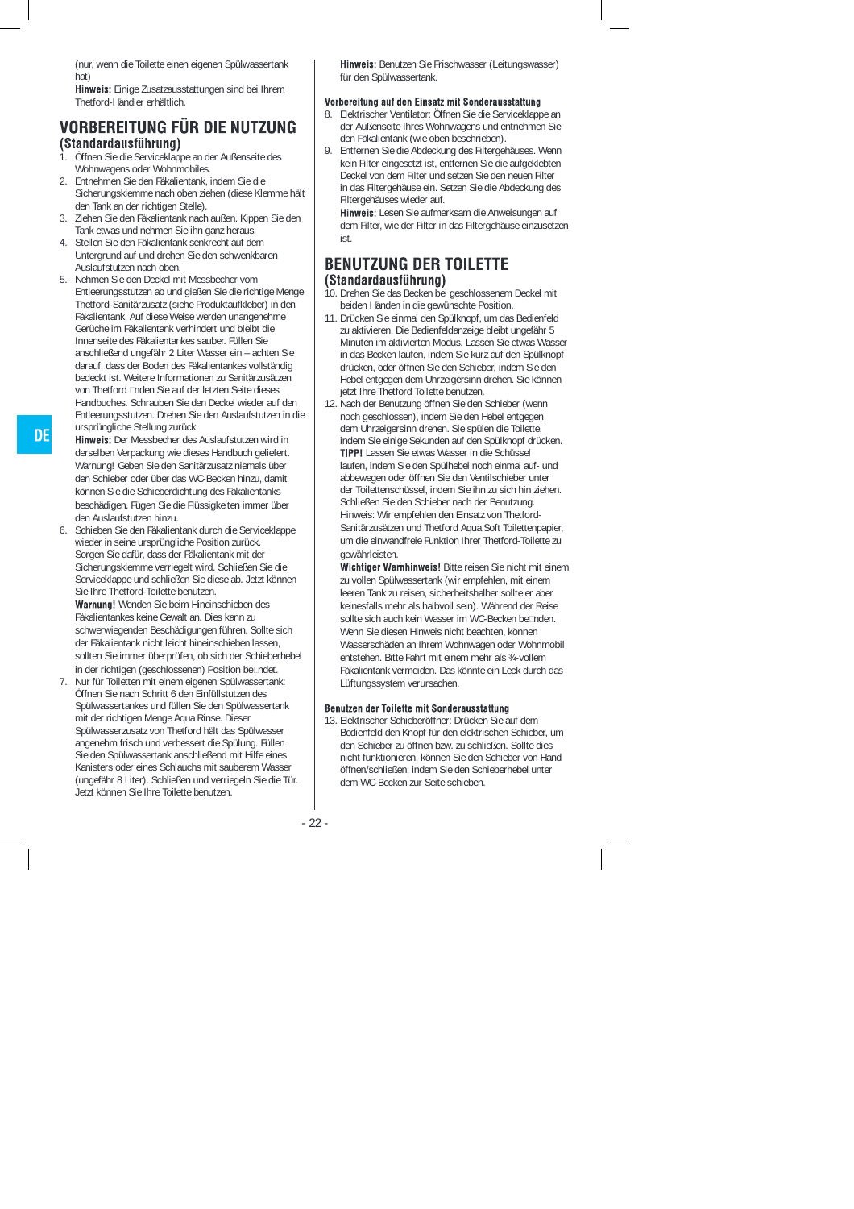(nur, wenn die Toilette einen eigenen Spülwassertank hat)

**Hinweis:** Einige Zusatzausstattungen sind bei Ihrem Thetford-Händler erhältlich.

## VORBEREITUNG FÜR DIE NUTZUNG (Standardausführung)

1. Öffnen Sie die Serviceklappe an der Außenseite des Wohnwagens oder Wohnmobiles.
2. Entnehmen Sie den Fäkalientank, indem Sie die Sicherungsklemme nach oben ziehen (diese Klemme hält den Tank an der richtigen Stelle).
3. Ziehen Sie den Fäkalientank nach außen. Kippen Sie den Tank etwas und nehmen Sie ihn ganz heraus.
4. Stellen Sie den Fäkalientank senkrecht auf dem Untergrund auf und drehen Sie den schwenkbaren Auslaufstutzen nach oben.
5. Nehmen Sie den Deckel mit Messbecher vom Entleerungsstutzen ab und gießen Sie die richtige Menge Thetford-Sanitärzusatz (siehe Produktaufkleber) in den Fäkalientank. Auf diese Weise werden unangenehme Gerüche im Fäkalientank verhindert und bleibt die Innenseite des Fäkalientankes sauber. Füllen Sie anschließend ungefähr 2 Liter Wasser ein – achten Sie darauf, dass der Boden des Fäkalientankes vollständig bedeckt ist. Weitere Informationen zu Sanitärzusätzen von Thetford �nden Sie auf der letzten Seite dieses Handbuches. Schrauben Sie den Deckel wieder auf den Entleerungsstutzen. Drehen Sie den Auslaufstutzen in die ursprüngliche Stellung zurück.
   **Hinweis:** Der Messbecher des Auslaufstutzen wird in derselben Verpackung wie dieses Handbuch geliefert. Warnung! Geben Sie den Sanitärzusatz niemals über den Schieber oder über das WC-Becken hinzu, damit können Sie die Schieberdichtung des Fäkalientanks beschädigen. Fügen Sie die Flüssigkeiten immer über den Auslaufstutzen hinzu.
6. Schieben Sie den Fäkalientank durch die Serviceklappe wieder in seine ursprüngliche Position zurück. Sorgen Sie dafür, dass der Fäkalientank mit der Sicherungsklemme verriegelt wird. Schließen Sie die Serviceklappe und schließen Sie diese ab. Jetzt können Sie Ihre Thetford-Toilette benutzen.
   **Warnung!** Wenden Sie beim Hineinschieben des Fäkalientankes keine Gewalt an. Dies kann zu schwerwiegenden Beschädigungen führen. Sollte sich der Fäkalientank nicht leicht hineinschieben lassen, sollten Sie immer überprüfen, ob sich der Schieberhebel in der richtigen (geschlossenen) Position be�ndet.
7. Nur für Toiletten mit einem eigenen Spülwassertank: Öffnen Sie nach Schritt 6 den Einfüllstutzen des Spülwassertankes und füllen Sie den Spülwassertank mit der richtigen Menge Aqua Rinse. Dieser Spülwasserzusatz von Thetford hält das Spülwasser angenehm frisch und verbessert die Spülung. Füllen Sie den Spülwassertank anschließend mit Hilfe eines Kanisters oder eines Schlauchs mit sauberem Wasser (ungefähr 8 Liter). Schließen und verriegeln Sie die Tür. Jetzt können Sie Ihre Toilette benutzen.
   **Hinweis:** Benutzen Sie Frischwasser (Leitungswasser) für den Spülwassertank.

### Vorbereitung auf den Einsatz mit Sonderausstattung

8. Elektrischer Ventilator: Öffnen Sie die Serviceklappe an der Außenseite Ihres Wohnwagens und entnehmen Sie den Fäkalientank (wie oben beschrieben).
9. Entfernen Sie die Abdeckung des Filtergehäuses. Wenn kein Filter eingesetzt ist, entfernen Sie die aufgeklebten Deckel von dem Filter und setzen Sie den neuen Filter in das Filtergehäuse ein. Setzen Sie die Abdeckung des Filtergehäuses wieder auf.
   **Hinweis:** Lesen Sie aufmerksam die Anweisungen auf dem Filter, wie der Filter in das Filtergehäuse einzusetzen ist.

## BENUTZUNG DER TOILETTE (Standardausführung)

10. Drehen Sie das Becken bei geschlossenem Deckel mit beiden Händen in die gewünschte Position.
11. Drücken Sie einmal den Spülknopf, um das Bedienfeld zu aktivieren. Die Bedienfeldanzeige bleibt ungefähr 5 Minuten im aktivierten Modus. Lassen Sie etwas Wasser in das Becken laufen, indem Sie kurz auf den Spülknopf drücken, oder öffnen Sie den Schieber, indem Sie den Hebel entgegen dem Uhrzeigersinn drehen. Sie können jetzt Ihre Thetford Toilette benutzen.
12. Nach der Benutzung öffnen Sie den Schieber (wenn noch geschlossen), indem Sie den Hebel entgegen dem Uhrzeigersinn drehen. Sie spülen die Toilette, indem Sie einige Sekunden auf den Spülknopf drücken.
    **TIPP!** Lassen Sie etwas Wasser in die Schüssel laufen, indem Sie den Spülhebel noch einmal auf- und abbewegen oder öffnen Sie den Ventilschieber unter der Toilettenschüssel, indem Sie ihn zu sich hin ziehen. Schließen Sie den Schieber nach der Benutzung. Hinweis: Wir empfehlen den Einsatz von Thetford-Sanitärzusätzen und Thetford Aqua Soft Toilettenpapier, um die einwandfreie Funktion Ihrer Thetford-Toilette zu gewährleisten.
    **Wichtiger Warnhinweis!** Bitte reisen Sie nicht mit einem zu vollen Spülwassertank (wir empfehlen, mit einem leeren Tank zu reisen, sicherheitshalber sollte er aber keinesfalls mehr als halbvoll sein). Während der Reise sollte sich auch kein Wasser im WC-Becken be�nden. Wenn Sie diesen Hinweis nicht beachten, können Wasserschäden an Ihrem Wohnwagen oder Wohnmobil entstehen. Bitte Fahrt mit einem mehr als ¾-vollem Fäkalientank vermeiden. Das könnte ein Leck durch das Lüftungssystem verursachen.

### Benutzen der Toilette mit Sonderausstattung

13. Elektrischer Schieberöffner: Drücken Sie auf dem Bedienfeld den Knopf für den elektrischen Schieber, um den Schieber zu öffnen bzw. zu schließen. Sollte dies nicht funktionieren, können Sie den Schieber von Hand öffnen/schließen, indem Sie den Schieberhebel unter dem WC-Becken zur Seite schieben.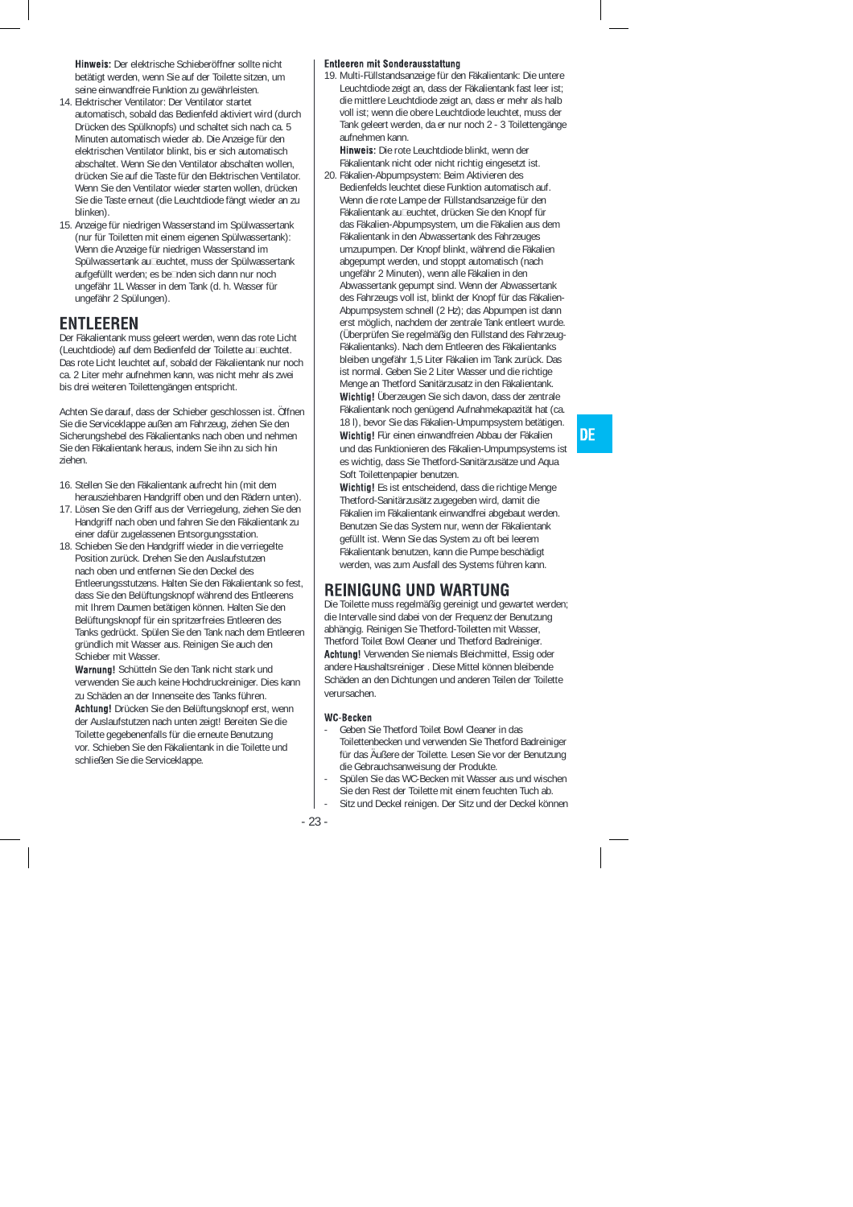**Hinweis:** Der elektrische Schieberöffner sollte nicht betätigt werden, wenn Sie auf der Toilette sitzen, um seine einwandfreie Funktion zu gewährleisten.

14. Elektrischer Ventilator: Der Ventilator startet automatisch, sobald das Bedienfeld aktiviert wird (durch Drücken des Spülknopfs) und schaltet sich nach ca. 5 Minuten automatisch wieder ab. Die Anzeige für den elektrischen Ventilator blinkt, bis er sich automatisch abschaltet. Wenn Sie den Ventilator abschalten wollen, drücken Sie auf die Taste für den Elektrischen Ventilator. Wenn Sie den Ventilator wieder starten wollen, drücken Sie die Taste erneut (die Leuchtdiode fängt wieder an zu blinken).
15. Anzeige für niedrigen Wasserstand im Spülwassertank (nur für Toiletten mit einem eigenen Spülwassertank): Wenn die Anzeige für niedrigen Wasserstand im Spülwassertank au euchtet, muss der Spülwassertank aufgefüllt werden; es be nden sich dann nur noch ungefähr 1L Wasser in dem Tank (d. h. Wasser für ungefähr 2 Spülungen).

## ENTLEEREN

Der Fäkalientank muss geleert werden, wenn das rote Licht (Leuchtdiode) auf dem Bedienfeld der Toilette au euchtet. Das rote Licht leuchtet auf, sobald der Fäkalientank nur noch ca. 2 Liter mehr aufnehmen kann, was nicht mehr als zwei bis drei weiteren Toilettengängen entspricht.

Achten Sie darauf, dass der Schieber geschlossen ist. Öffnen Sie die Serviceklappe außen am Fahrzeug, ziehen Sie den Sicherungshebel des Fäkalientanks nach oben und nehmen Sie den Fäkalientank heraus, indem Sie ihn zu sich hin ziehen.

16. Stellen Sie den Fäkalientank aufrecht hin (mit dem herausziehbaren Handgriff oben und den Rädern unten).
17. Lösen Sie den Griff aus der Verriegelung, ziehen Sie den Handgriff nach oben und fahren Sie den Fäkalientank zu einer dafür zugelassenen Entsorgungsstation.
18. Schieben Sie den Handgriff wieder in die verriegelte Position zurück. Drehen Sie den Auslaufstutzen nach oben und entfernen Sie den Deckel des Entleerungsstutzens. Halten Sie den Fäkalientank so fest, dass Sie den Belüftungsknopf während des Entleerens mit Ihrem Daumen betätigen können. Halten Sie den Belüftungsknopf für ein spritzerfreies Entleeren des Tanks gedrückt. Spülen Sie den Tank nach dem Entleeren gründlich mit Wasser aus. Reinigen Sie auch den Schieber mit Wasser.

    **Warnung!** Schütteln Sie den Tank nicht stark und verwenden Sie auch keine Hochdruckreiniger. Dies kann zu Schäden an der Innenseite des Tanks führen.

    **Achtung!** Drücken Sie den Belüftungsknopf erst, wenn der Auslaufstutzen nach unten zeigt! Bereiten Sie die Toilette gegebenenfalls für die erneute Benutzung vor. Schieben Sie den Fäkalientank in die Toilette und schließen Sie die Serviceklappe.

### Entleeren mit Sonderausstattung

19. Multi-Füllstandsanzeige für den Fäkalientank: Die untere Leuchtdiode zeigt an, dass der Fäkalientank fast leer ist; die mittlere Leuchtdiode zeigt an, dass er mehr als halb voll ist; wenn die obere Leuchtdiode leuchtet, muss der Tank geleert werden, da er nur noch 2 - 3 Toilettengänge aufnehmen kann.

    **Hinweis:** Die rote Leuchtdiode blinkt, wenn der Fäkalientank nicht oder nicht richtig eingesetzt ist.
20. Fäkalien-Abpumpsystem: Beim Aktivieren des Bedienfelds leuchtet diese Funktion automatisch auf. Wenn die rote Lampe der Füllstandsanzeige für den Fäkalientank au euchtet, drücken Sie den Knopf für das Fäkalien-Abpumpsystem, um die Fäkalien aus dem Fäkalientank in den Abwassertank des Fahrzeuges umzupumpen. Der Knopf blinkt, während die Fäkalien abgepumpt werden, und stoppt automatisch (nach ungefähr 2 Minuten), wenn alle Fäkalien in den Abwassertank gepumpt sind. Wenn der Abwassertank des Fahrzeugs voll ist, blinkt der Knopf für das Fäkalien-Abpumpsystem schnell (2 Hz); das Abpumpen ist dann erst möglich, nachdem der zentrale Tank entleert wurde. (Überprüfen Sie regelmäßig den Füllstand des Fahrzeug-Fäkalientanks). Nach dem Entleeren des Fäkalientanks bleiben ungefähr 1,5 Liter Fäkalien im Tank zurück. Das ist normal. Geben Sie 2 Liter Wasser und die richtige Menge an Thetford Sanitärzusatz in den Fäkalientank.

    **Wichtig!** Überzeugen Sie sich davon, dass der zentrale Fäkalientank noch genügend Aufnahmekapazität hat (ca. 18 l), bevor Sie das Fäkalien-Umpumpsystem betätigen.

    **Wichtig!** Für einen einwandfreien Abbau der Fäkalien und das Funktionieren des Fäkalien-Umpumpsystems ist es wichtig, dass Sie Thetford-Sanitärzusätze und Aqua Soft Toilettenpapier benutzen.

    **Wichtig!** Es ist entscheidend, dass die richtige Menge Thetford-Sanitärzusätz zugegeben wird, damit die Fäkalien im Fäkalientank einwandfrei abgebaut werden. Benutzen Sie das System nur, wenn der Fäkalientank gefüllt ist. Wenn Sie das System zu oft bei leerem Fäkalientank benutzen, kann die Pumpe beschädigt werden, was zum Ausfall des Systems führen kann.

## REINIGUNG UND WARTUNG

Die Toilette muss regelmäßig gereinigt und gewartet werden; die Intervalle sind dabei von der Frequenz der Benutzung abhängig. Reinigen Sie Thetford-Toiletten mit Wasser, Thetford Toilet Bowl Cleaner und Thetford Badreiniger.

**Achtung!** Verwenden Sie niemals Bleichmittel, Essig oder andere Haushaltsreiniger . Diese Mittel können bleibende Schäden an den Dichtungen und anderen Teilen der Toilette verursachen.

### WC-Becken

- Geben Sie Thetford Toilet Bowl Cleaner in das Toilettenbecken und verwenden Sie Thetford Badreiniger für das Äußere der Toilette. Lesen Sie vor der Benutzung die Gebrauchsanweisung der Produkte.
- Spülen Sie das WC-Becken mit Wasser aus und wischen Sie den Rest der Toilette mit einem feuchten Tuch ab.
- Sitz und Deckel reinigen. Der Sitz und der Deckel können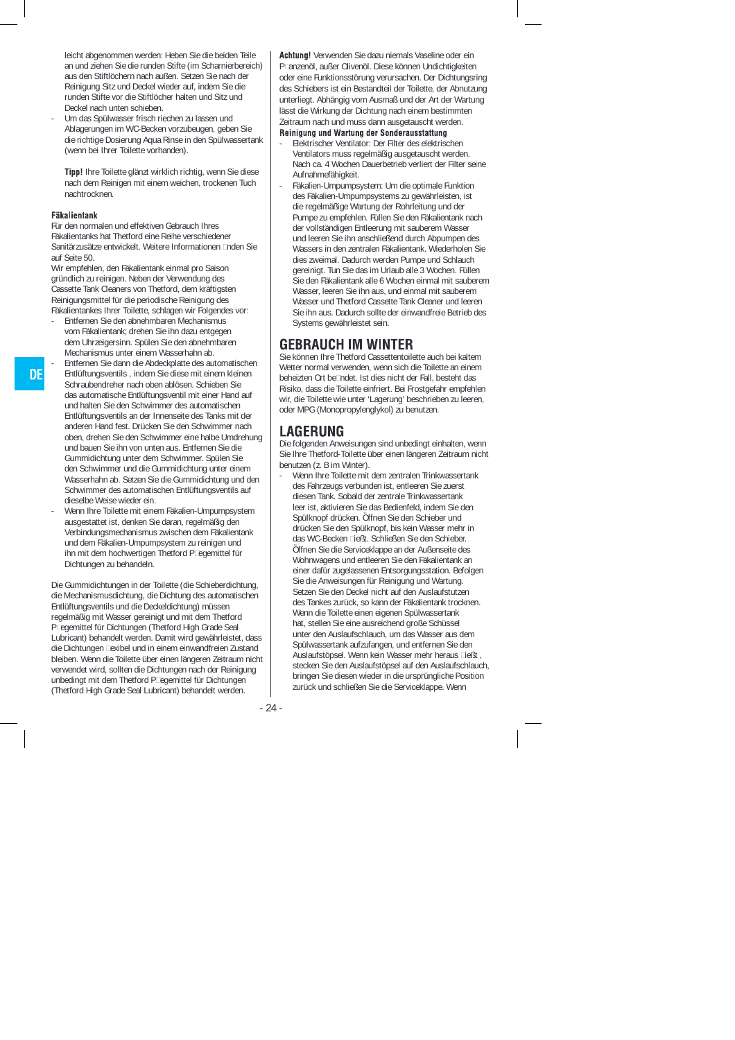leicht abgenommen werden: Heben Sie die beiden Teile an und ziehen Sie die runden Stifte (im Scharnierbereich) aus den Stiftlöchern nach außen. Setzen Sie nach der Reinigung Sitz und Deckel wieder auf, indem Sie die runden Stifte vor die Stiftlöcher halten und Sitz und Deckel nach unten schieben.

- Um das Spülwasser frisch riechen zu lassen und Ablagerungen im WC-Becken vorzubeugen, geben Sie die richtige Dosierung Aqua Rinse in den Spülwassertank (wenn bei Ihrer Toilette vorhanden).

**Tipp!** Ihre Toilette glänzt wirklich richtig, wenn Sie diese nach dem Reinigen mit einem weichen, trockenen Tuch nachtrocknen.

### Fäkalientank

Für den normalen und effektiven Gebrauch Ihres Fäkalientanks hat Thetford eine Reihe verschiedener Sanitärzusätze entwickelt. Weitere Informationen finden Sie auf Seite 50.

Wir empfehlen, den Fäkalientank einmal pro Saison gründlich zu reinigen. Neben der Verwendung des Cassette Tank Cleaners von Thetford, dem kräftigsten Reinigungsmittel für die periodische Reinigung des Fäkalientankes Ihrer Toilette, schlagen wir Folgendes vor:

- Entfernen Sie den abnehmbaren Mechanismus vom Fäkalientank; drehen Sie ihn dazu entgegen dem Uhrzeigersinn. Spülen Sie den abnehmbaren Mechanismus unter einem Wasserhahn ab.
- Entfernen Sie dann die Abdeckplatte des automatischen Entlüftungsventils , indem Sie diese mit einem kleinen Schraubendreher nach oben ablösen. Schieben Sie das automatische Entlüftungsventil mit einer Hand auf und halten Sie den Schwimmer des automatischen Entlüftungsventils an der Innenseite des Tanks mit der anderen Hand fest. Drücken Sie den Schwimmer nach oben, drehen Sie den Schwimmer eine halbe Umdrehung und bauen Sie ihn von unten aus. Entfernen Sie die Gummidichtung unter dem Schwimmer. Spülen Sie den Schwimmer und die Gummidichtung unter einem Wasserhahn ab. Setzen Sie die Gummidichtung und den Schwimmer des automatischen Entlüftungsventils auf dieselbe Weise wieder ein.
- Wenn Ihre Toilette mit einem Fäkalien-Umpumpsystem ausgestattet ist, denken Sie daran, regelmäßig den Verbindungsmechanismus zwischen dem Fäkalientank und dem Fäkalien-Umpumpsystem zu reinigen und ihn mit dem hochwertigen Thetford Pflegemittel für Dichtungen zu behandeln.

Die Gummidichtungen in der Toilette (die Schieberdichtung, die Mechanismusdichtung, die Dichtung des automatischen Entlüftungsventils und die Deckeldichtung) müssen regelmäßig mit Wasser gereinigt und mit dem Thetford Pflegemittel für Dichtungen (Thetford High Grade Seal Lubricant) behandelt werden. Damit wird gewährleistet, dass die Dichtungen flexibel und in einem einwandfreien Zustand bleiben. Wenn die Toilette über einen längeren Zeitraum nicht verwendet wird, sollten die Dichtungen nach der Reinigung unbedingt mit dem Thetford Pflegemittel für Dichtungen (Thetford High Grade Seal Lubricant) behandelt werden.

**Achtung!** Verwenden Sie dazu niemals Vaseline oder ein Pflanzenöl, außer Olivenöl. Diese können Undichtigkeiten oder eine Funktionsstörung verursachen. Der Dichtungsring des Schiebers ist ein Bestandteil der Toilette, der Abnutzung unterliegt. Abhängig vom Ausmaß und der Art der Wartung lässt die Wirkung der Dichtung nach einem bestimmten Zeitraum nach und muss dann ausgetauscht werden.

### Reinigung und Wartung der Sonderausstattung

- Elektrischer Ventilator: Der Filter des elektrischen Ventilators muss regelmäßig ausgetauscht werden. Nach ca. 4 Wochen Dauerbetrieb verliert der Filter seine Aufnahmefähigkeit.
- Fäkalien-Umpumpsystem: Um die optimale Funktion des Fäkalien-Umpumpsystems zu gewährleisten, ist die regelmäßige Wartung der Rohrleitung und der Pumpe zu empfehlen. Füllen Sie den Fäkalientank nach der vollständigen Entleerung mit sauberem Wasser und leeren Sie ihn anschließend durch Abpumpen des Wassers in den zentralen Fäkalientank. Wiederholen Sie dies zweimal. Dadurch werden Pumpe und Schlauch gereinigt. Tun Sie das im Urlaub alle 3 Wochen. Füllen Sie den Fäkalientank alle 6 Wochen einmal mit sauberem Wasser, leeren Sie ihn aus, und einmal mit sauberem Wasser und Thetford Cassette Tank Cleaner und leeren Sie ihn aus. Dadurch sollte der einwandfreie Betrieb des Systems gewährleistet sein.

## GEBRAUCH IM WINTER

Sie können Ihre Thetford Cassettentoilette auch bei kaltem Wetter normal verwenden, wenn sich die Toilette an einem beheizten Ort befindet. Ist dies nicht der Fall, besteht das Risiko, dass die Toilette einfriert. Bei Frostgefahr empfehlen wir, die Toilette wie unter 'Lagerung' beschrieben zu leeren, oder MPG (Monopropylenglykol) zu benutzen.

## LAGERUNG

Die folgenden Anweisungen sind unbedingt einhalten, wenn Sie Ihre Thetford-Toilette über einen längeren Zeitraum nicht benutzen (z. B im Winter).

- Wenn Ihre Toilette mit dem zentralen Trinkwassertank des Fahrzeugs verbunden ist, entleeren Sie zuerst diesen Tank. Sobald der zentrale Trinkwassertank leer ist, aktivieren Sie das Bedienfeld, indem Sie den Spülknopf drücken. Öffnen Sie den Schieber und drücken Sie den Spülknopf, bis kein Wasser mehr in das WC-Becken fließt. Schließen Sie den Schieber. Öffnen Sie die Serviceklappe an der Außenseite des Wohnwagens und entleeren Sie den Fäkalientank an einer dafür zugelassenen Entsorgungsstation. Befolgen Sie die Anweisungen für Reinigung und Wartung. Setzen Sie den Deckel nicht auf den Auslaufstutzen des Tankes zurück, so kann der Fäkalientank trocknen. Wenn die Toilette einen eigenen Spülwassertank hat, stellen Sie eine ausreichend große Schüssel unter den Auslaufschlauch, um das Wasser aus dem Spülwassertank aufzufangen, und entfernen Sie den Auslaufstöpsel. Wenn kein Wasser mehr heraus fließt , stecken Sie den Auslaufstöpsel auf den Auslaufschlauch, bringen Sie diesen wieder in die ursprüngliche Position zurück und schließen Sie die Serviceklappe. Wenn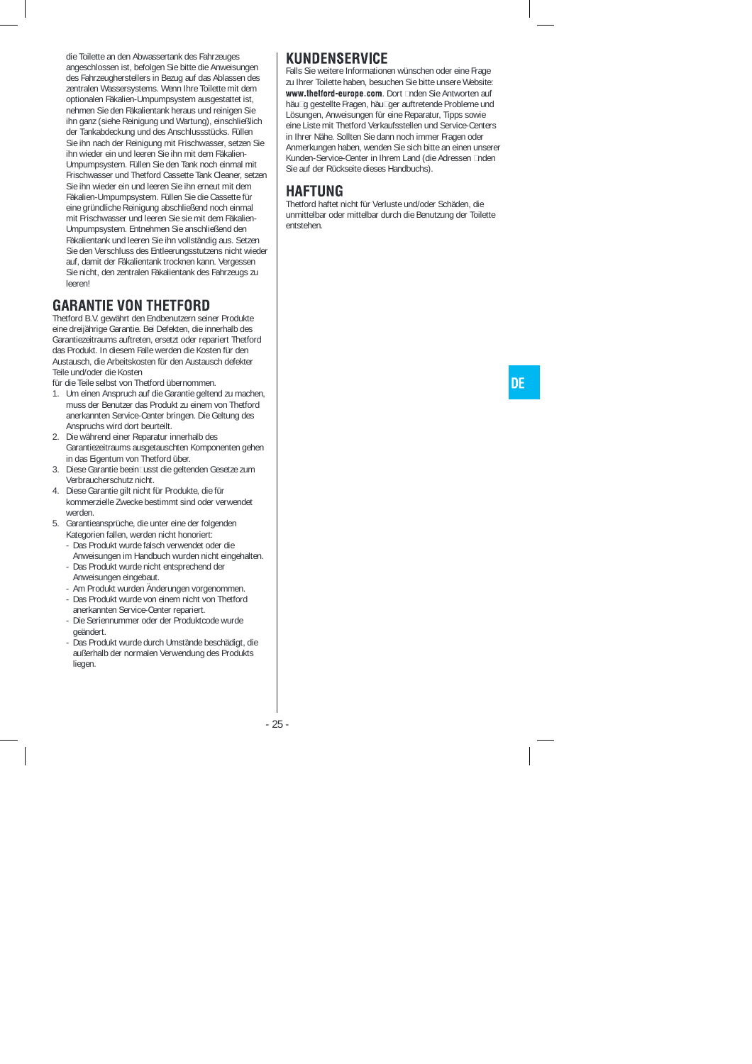die Toilette an den Abwassertank des Fahrzeuges angeschlossen ist, befolgen Sie bitte die Anweisungen des Fahrzeugherstellers in Bezug auf das Ablassen des zentralen Wassersystems. Wenn Ihre Toilette mit dem optionalen Fäkalien-Umpumpsystem ausgestattet ist, nehmen Sie den Fäkalientank heraus und reinigen Sie ihn ganz (siehe Reinigung und Wartung), einschließlich der Tankabdeckung und des Anschlussstücks. Füllen Sie ihn nach der Reinigung mit Frischwasser, setzen Sie ihn wieder ein und leeren Sie ihn mit dem Fäkalien-Umpumpsystem. Füllen Sie den Tank noch einmal mit Frischwasser und Thetford Cassette Tank Cleaner, setzen Sie ihn wieder ein und leeren Sie ihn erneut mit dem Fäkalien-Umpumpsystem. Füllen Sie die Cassette für eine gründliche Reinigung abschließend noch einmal mit Frischwasser und leeren Sie sie mit dem Fäkalien-Umpumpsystem. Entnehmen Sie anschließend den Fäkalientank und leeren Sie ihn vollständig aus. Setzen Sie den Verschluss des Entleerungsstutzens nicht wieder auf, damit der Fäkalientank trocknen kann. Vergessen Sie nicht, den zentralen Fäkalientank des Fahrzeugs zu leeren!

## GARANTIE VON THETFORD

Thetford B.V. gewährt den Endbenutzern seiner Produkte eine dreijährige Garantie. Bei Defekten, die innerhalb des Garantiezeitraums auftreten, ersetzt oder repariert Thetford das Produkt. In diesem Falle werden die Kosten für den Austausch, die Arbeitskosten für den Austausch defekter Teile und/oder die Kosten
für die Teile selbst von Thetford übernommen.

1. Um einen Anspruch auf die Garantie geltend zu machen, muss der Benutzer das Produkt zu einem von Thetford anerkannten Service-Center bringen. Die Geltung des Anspruchs wird dort beurteilt.
2. Die während einer Reparatur innerhalb des Garantiezeitraums ausgetauschten Komponenten gehen in das Eigentum von Thetford über.
3. Diese Garantie beeinflusst die geltenden Gesetze zum Verbraucherschutz nicht.
4. Diese Garantie gilt nicht für Produkte, die für kommerzielle Zwecke bestimmt sind oder verwendet werden.
5. Garantieansprüche, die unter eine der folgenden Kategorien fallen, werden nicht honoriert:
   - Das Produkt wurde falsch verwendet oder die Anweisungen im Handbuch wurden nicht eingehalten.
   - Das Produkt wurde nicht entsprechend der Anweisungen eingebaut.
   - Am Produkt wurden Änderungen vorgenommen.
   - Das Produkt wurde von einem nicht von Thetford anerkannten Service-Center repariert.
   - Die Seriennummer oder der Produktcode wurde geändert.
   - Das Produkt wurde durch Umstände beschädigt, die außerhalb der normalen Verwendung des Produkts liegen.

## KUNDENSERVICE

Falls Sie weitere Informationen wünschen oder eine Frage zu Ihrer Toilette haben, besuchen Sie bitte unsere Website: **www.thetford-europe.com**. Dort finden Sie Antworten auf häufig gestellte Fragen, häufiger auftretende Probleme und Lösungen, Anweisungen für eine Reparatur, Tipps sowie eine Liste mit Thetford Verkaufsstellen und Service-Centers in Ihrer Nähe. Sollten Sie dann noch immer Fragen oder Anmerkungen haben, wenden Sie sich bitte an einen unserer Kunden-Service-Center in Ihrem Land (die Adressen finden Sie auf der Rückseite dieses Handbuchs).

## HAFTUNG

Thetford haftet nicht für Verluste und/oder Schäden, die unmittelbar oder mittelbar durch die Benutzung der Toilette entstehen.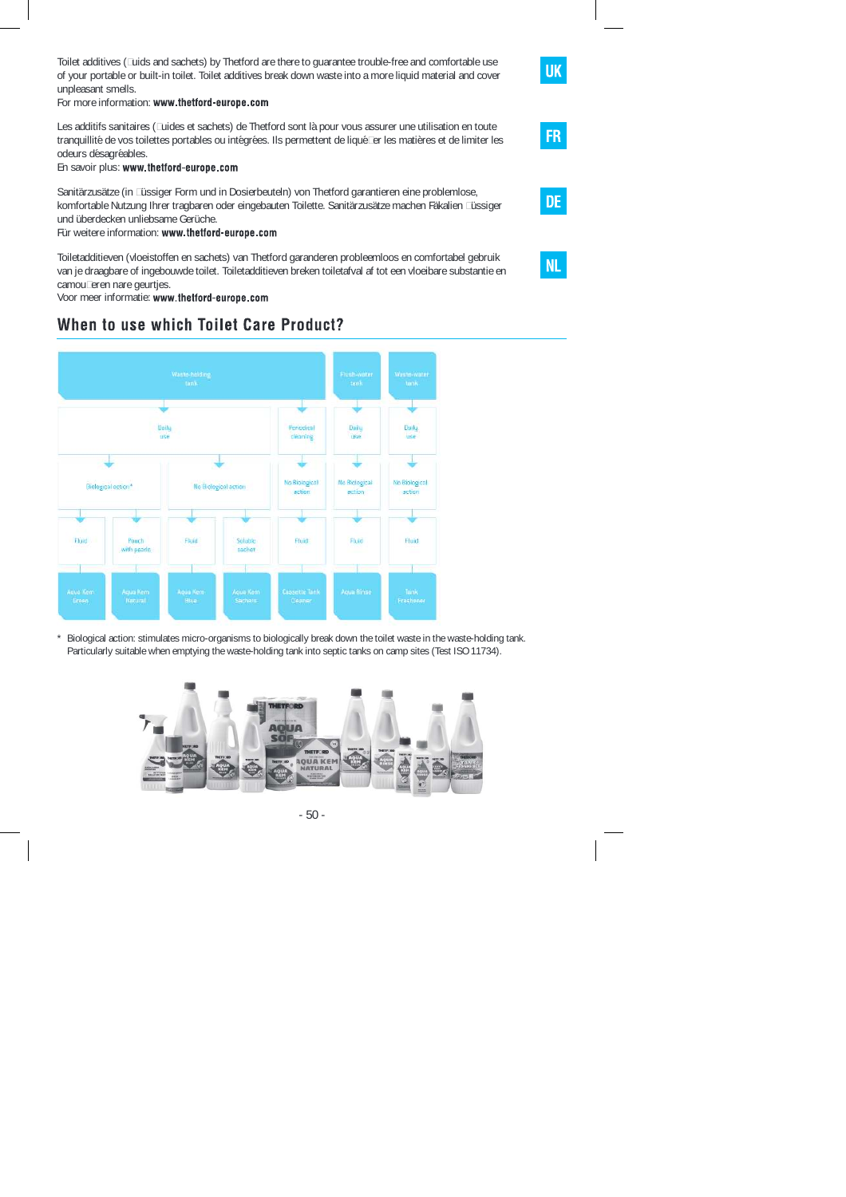**UK**

Toilet additives (fluids and sachets) by Thetford are there to guarantee trouble-free and comfortable use of your portable or built-in toilet. Toilet additives break down waste into a more liquid material and cover unpleasant smells.
For more information: **www.thetford-europe.com**

**FR**

Les additifs sanitaires (fluides et sachets) de Thetford sont là pour vous assurer une utilisation en toute tranquillité de vos toilettes portables ou intégrées. Ils permettent de liquéfier les matières et de limiter les odeurs désagréables.
En savoir plus: **www.thetford-europe.com**

**DE**

Sanitärzusätze (in flüssiger Form und in Dosierbeuteln) von Thetford garantieren eine problemlose, komfortable Nutzung Ihrer tragbaren oder eingebauten Toilette. Sanitärzusätze machen Fäkalien flüssiger und überdecken unliebsame Gerüche.
Für weitere information: **www.thetford-europe.com**

**NL**

Toiletadditieven (vloeistoffen en sachets) van Thetford garanderen probleemloos en comfortabel gebruik van je draagbare of ingebouwde toilet. Toiletadditieven breken toiletafval af tot een vloeibare substantie en camoufleren nare geurtjes.
Voor meer informatie: **www.thetford-europe.com**

## When to use which Toilet Care Product?

| Waste-holding tank | | | | | Flush-water tank | Waste-water tank |
|---|---|---|---|---|---|---|
| Daily use | | | | Periodical cleaning | Daily use | Daily use |
| Biological action* | | No Biological action | | No Biological action | No Biological action | No Biological action |
| Fluid | Pouch with pearls | Fluid | Soluble sachet | Fluid | Fluid | Fluid |
| Aqua Kem Green | Aqua Kem Natural | Aqua Kem Blue | Aqua Kem Sachets | Cassette Tank Cleaner | Aqua Rinse | Tank Freshener |

\* Biological action: stimulates micro-organisms to biologically break down the toilet waste in the waste-holding tank. Particularly suitable when emptying the waste-holding tank into septic tanks on camp sites (Test ISO 11734).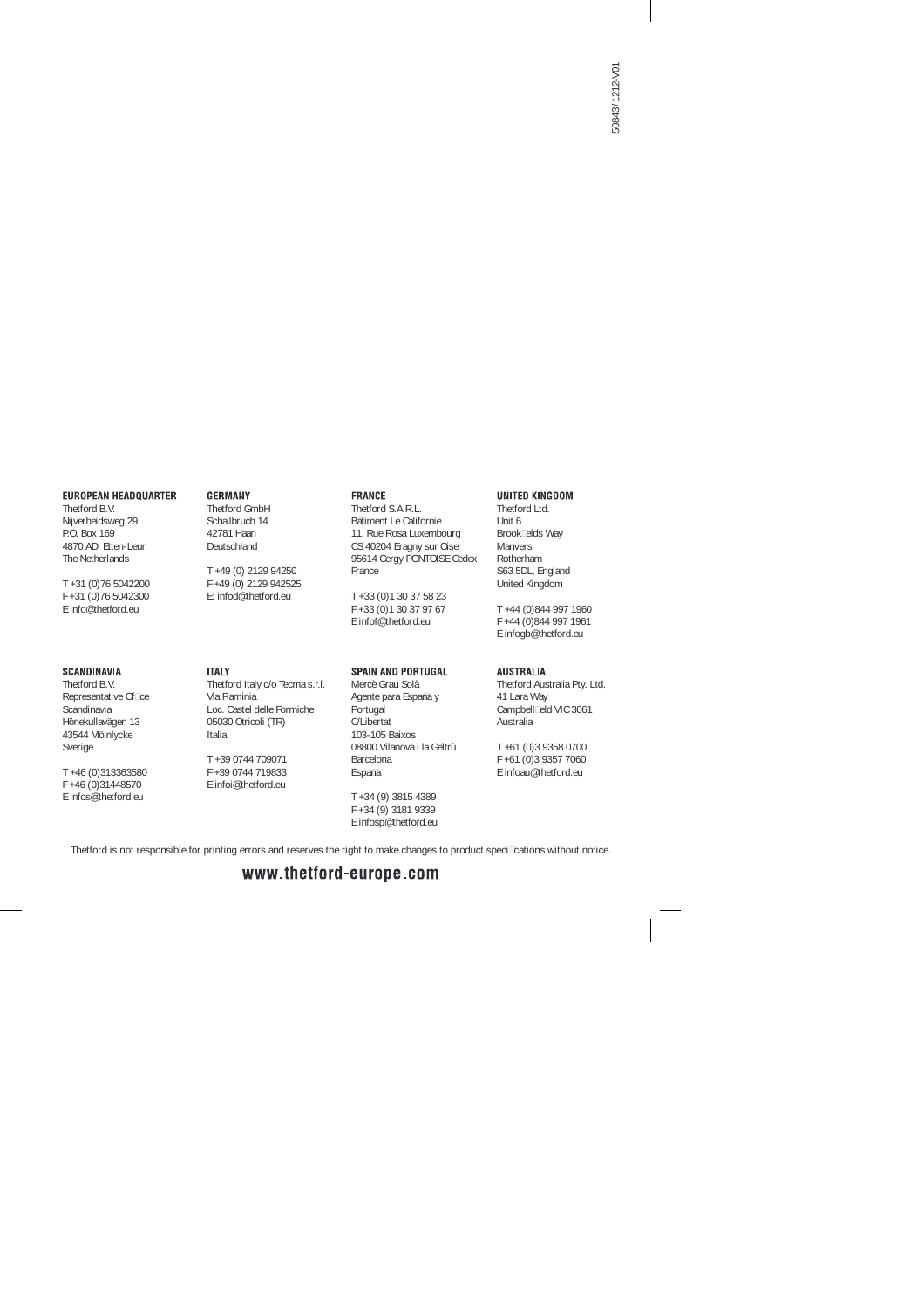50843/1212-V01

**EUROPEAN HEADQUARTER**
Thetford B.V.
Nijverheidsweg 29
P.O. Box 169
4870 AD Etten-Leur
The Netherlands

T +31 (0)76 5042200
F +31 (0)76 5042300
E info@thetford.eu

**GERMANY**
Thetford GmbH
Schallbruch 14
42781 Haan
Deutschland

T +49 (0) 2129 94250
F +49 (0) 2129 942525
E: infod@thetford.eu

**FRANCE**
Thetford S.A.R.L.
Batiment Le Californie
11, Rue Rosa Luxembourg
CS 40204 Eragny sur Oise
95614 Cergy PONTOISE Cedex
France

T +33 (0)1 30 37 58 23
F +33 (0)1 30 37 97 67
E infof@thetford.eu

**UNITED KINGDOM**
Thetford Ltd.
Unit 6
Brookfields Way
Manvers
Rotherham
S63 5DL, England
United Kingdom

T +44 (0)844 997 1960
F +44 (0)844 997 1961
E infogb@thetford.eu

**SCANDINAVIA**
Thetford B.V.
Representative Office
Scandinavia
Hönekullavägen 13
43544 Mölnlycke
Sverige

T +46 (0)313363580
F +46 (0)31448570
E infos@thetford.eu

**ITALY**
Thetford Italy c/o Tecma s.r.l.
Via Flaminia
Loc. Castel delle Formiche
05030 Otricoli (TR)
Italia

T +39 0744 709071
F +39 0744 719833
E infoi@thetford.eu

**SPAIN AND PORTUGAL**
Mercè Grau Solà
Agente para Espana y
Portugal
C/Libertat
103-105 Baixos
08800 Vilanova i la Geltrú
Barcelona
Espana

T +34 (9) 3815 4389
F +34 (9) 3181 9339
E infosp@thetford.eu

**AUSTRALIA**
Thetford Australia Pty. Ltd.
41 Lara Way
Campbellfield VIC 3061
Australia

T +61 (0)3 9358 0700
F +61 (0)3 9357 7060
E infoau@thetford.eu

Thetford is not responsible for printing errors and reserves the right to make changes to product specifications without notice.

**www.thetford-europe.com**